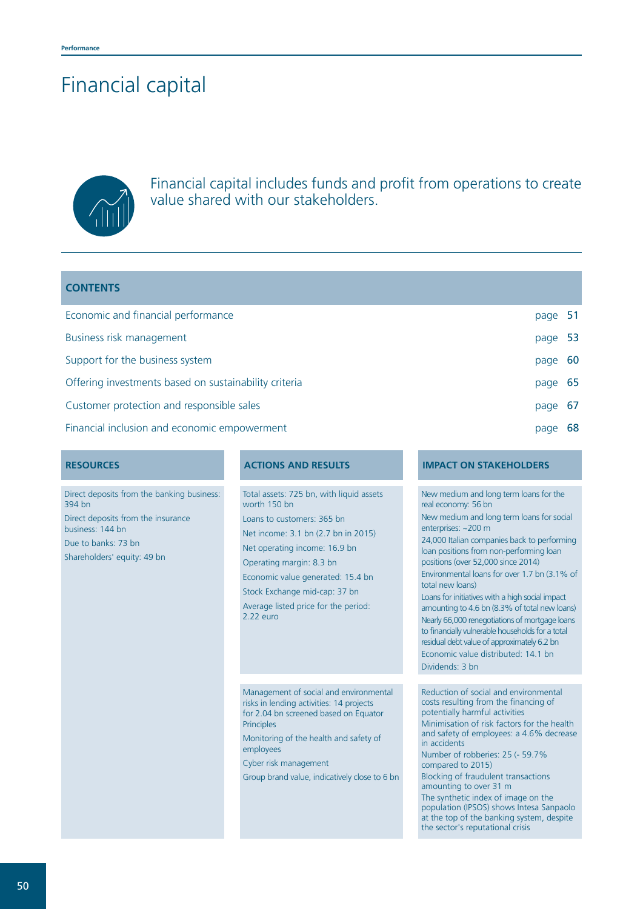# Financial capital

Financial capital includes funds and profit from operations to create value shared with our stakeholders.

## CONTENTS

| | |
|---|---|
| Economic and financial performance | page **51** |
| Business risk management | page **53** |
| Support for the business system | page **60** |
| Offering investments based on sustainability criteria | page **65** |
| Customer protection and responsible sales | page **67** |
| Financial inclusion and economic empowerment | page **68** |

| RESOURCES | ACTIONS AND RESULTS | IMPACT ON STAKEHOLDERS |
|---|---|---|
| Direct deposits from the banking business: 394 bn<br>Direct deposits from the insurance business: 144 bn<br>Due to banks: 73 bn<br>Shareholders' equity: 49 bn | Total assets: 725 bn, with liquid assets worth 150 bn<br>Loans to customers: 365 bn<br>Net income: 3.1 bn (2.7 bn in 2015)<br>Net operating income: 16.9 bn<br>Operating margin: 8.3 bn<br>Economic value generated: 15.4 bn<br>Stock Exchange mid-cap: 37 bn<br>Average listed price for the period: 2.22 euro | New medium and long term loans for the real economy: 56 bn<br>New medium and long term loans for social enterprises: ~200 m<br>24,000 Italian companies back to performing loan positions from non-performing loan positions (over 52,000 since 2014)<br>Environmental loans for over 1.7 bn (3.1% of total new loans)<br>Loans for initiatives with a high social impact amounting to 4.6 bn (8.3% of total new loans)<br>Nearly 66,000 renegotiations of mortgage loans to financially vulnerable households for a total residual debt value of approximately 6.2 bn<br>Economic value distributed: 14.1 bn<br>Dividends: 3 bn |
| | Management of social and environmental risks in lending activities: 14 projects for 2.04 bn screened based on Equator Principles<br>Monitoring of the health and safety of employees<br>Cyber risk management<br>Group brand value, indicatively close to 6 bn | Reduction of social and environmental costs resulting from the financing of potentially harmful activities<br>Minimisation of risk factors for the health and safety of employees: a 4.6% decrease in accidents<br>Number of robberies: 25 (- 59.7% compared to 2015)<br>Blocking of fraudulent transactions amounting to over 31 m<br>The synthetic index of image on the population (IPSOS) shows Intesa Sanpaolo at the top of the banking system, despite the sector's reputational crisis |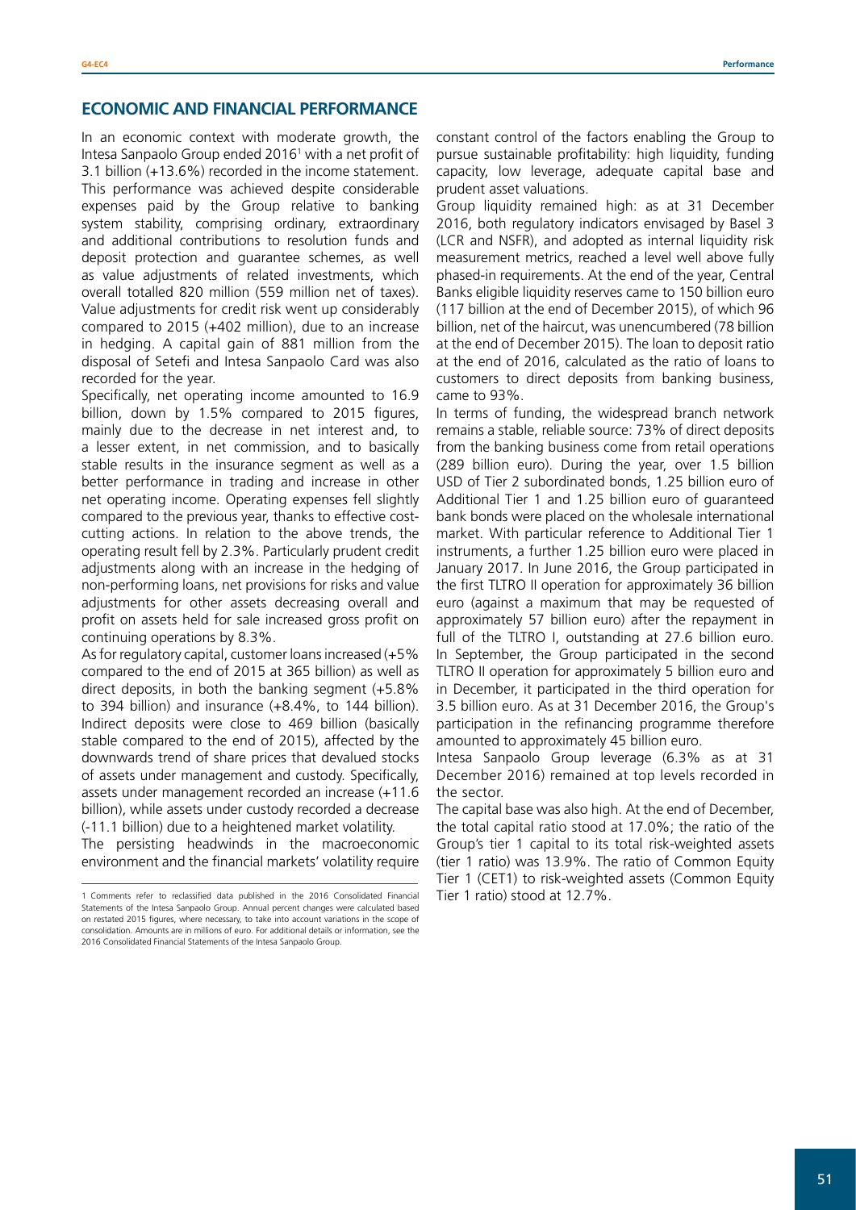## ECONOMIC AND FINANCIAL PERFORMANCE

In an economic context with moderate growth, the Intesa Sanpaolo Group ended 2016[1] with a net profit of 3.1 billion (+13.6%) recorded in the income statement. This performance was achieved despite considerable expenses paid by the Group relative to banking system stability, comprising ordinary, extraordinary and additional contributions to resolution funds and deposit protection and guarantee schemes, as well as value adjustments of related investments, which overall totalled 820 million (559 million net of taxes). Value adjustments for credit risk went up considerably compared to 2015 (+402 million), due to an increase in hedging. A capital gain of 881 million from the disposal of Setefi and Intesa Sanpaolo Card was also recorded for the year.

Specifically, net operating income amounted to 16.9 billion, down by 1.5% compared to 2015 figures, mainly due to the decrease in net interest and, to a lesser extent, in net commission, and to basically stable results in the insurance segment as well as a better performance in trading and increase in other net operating income. Operating expenses fell slightly compared to the previous year, thanks to effective cost-cutting actions. In relation to the above trends, the operating result fell by 2.3%. Particularly prudent credit adjustments along with an increase in the hedging of non-performing loans, net provisions for risks and value adjustments for other assets decreasing overall and profit on assets held for sale increased gross profit on continuing operations by 8.3%.

As for regulatory capital, customer loans increased (+5% compared to the end of 2015 at 365 billion) as well as direct deposits, in both the banking segment (+5.8% to 394 billion) and insurance (+8.4%, to 144 billion). Indirect deposits were close to 469 billion (basically stable compared to the end of 2015), affected by the downwards trend of share prices that devalued stocks of assets under management and custody. Specifically, assets under management recorded an increase (+11.6 billion), while assets under custody recorded a decrease (-11.1 billion) due to a heightened market volatility.

The persisting headwinds in the macroeconomic environment and the financial markets' volatility require constant control of the factors enabling the Group to pursue sustainable profitability: high liquidity, funding capacity, low leverage, adequate capital base and prudent asset valuations.

Group liquidity remained high: as at 31 December 2016, both regulatory indicators envisaged by Basel 3 (LCR and NSFR), and adopted as internal liquidity risk measurement metrics, reached a level well above fully phased-in requirements. At the end of the year, Central Banks eligible liquidity reserves came to 150 billion euro (117 billion at the end of December 2015), of which 96 billion, net of the haircut, was unencumbered (78 billion at the end of December 2015). The loan to deposit ratio at the end of 2016, calculated as the ratio of loans to customers to direct deposits from banking business, came to 93%.

In terms of funding, the widespread branch network remains a stable, reliable source: 73% of direct deposits from the banking business come from retail operations (289 billion euro). During the year, over 1.5 billion USD of Tier 2 subordinated bonds, 1.25 billion euro of Additional Tier 1 and 1.25 billion euro of guaranteed bank bonds were placed on the wholesale international market. With particular reference to Additional Tier 1 instruments, a further 1.25 billion euro were placed in January 2017. In June 2016, the Group participated in the first TLTRO II operation for approximately 36 billion euro (against a maximum that may be requested of approximately 57 billion euro) after the repayment in full of the TLTRO I, outstanding at 27.6 billion euro. In September, the Group participated in the second TLTRO II operation for approximately 5 billion euro and in December, it participated in the third operation for 3.5 billion euro. As at 31 December 2016, the Group's participation in the refinancing programme therefore amounted to approximately 45 billion euro.

Intesa Sanpaolo Group leverage (6.3% as at 31 December 2016) remained at top levels recorded in the sector.

The capital base was also high. At the end of December, the total capital ratio stood at 17.0%; the ratio of the Group's tier 1 capital to its total risk-weighted assets (tier 1 ratio) was 13.9%. The ratio of Common Equity Tier 1 (CET1) to risk-weighted assets (Common Equity Tier 1 ratio) stood at 12.7%.

[1] Comments refer to reclassified data published in the 2016 Consolidated Financial Statements of the Intesa Sanpaolo Group. Annual percent changes were calculated based on restated 2015 figures, where necessary, to take into account variations in the scope of consolidation. Amounts are in millions of euro. For additional details or information, see the 2016 Consolidated Financial Statements of the Intesa Sanpaolo Group.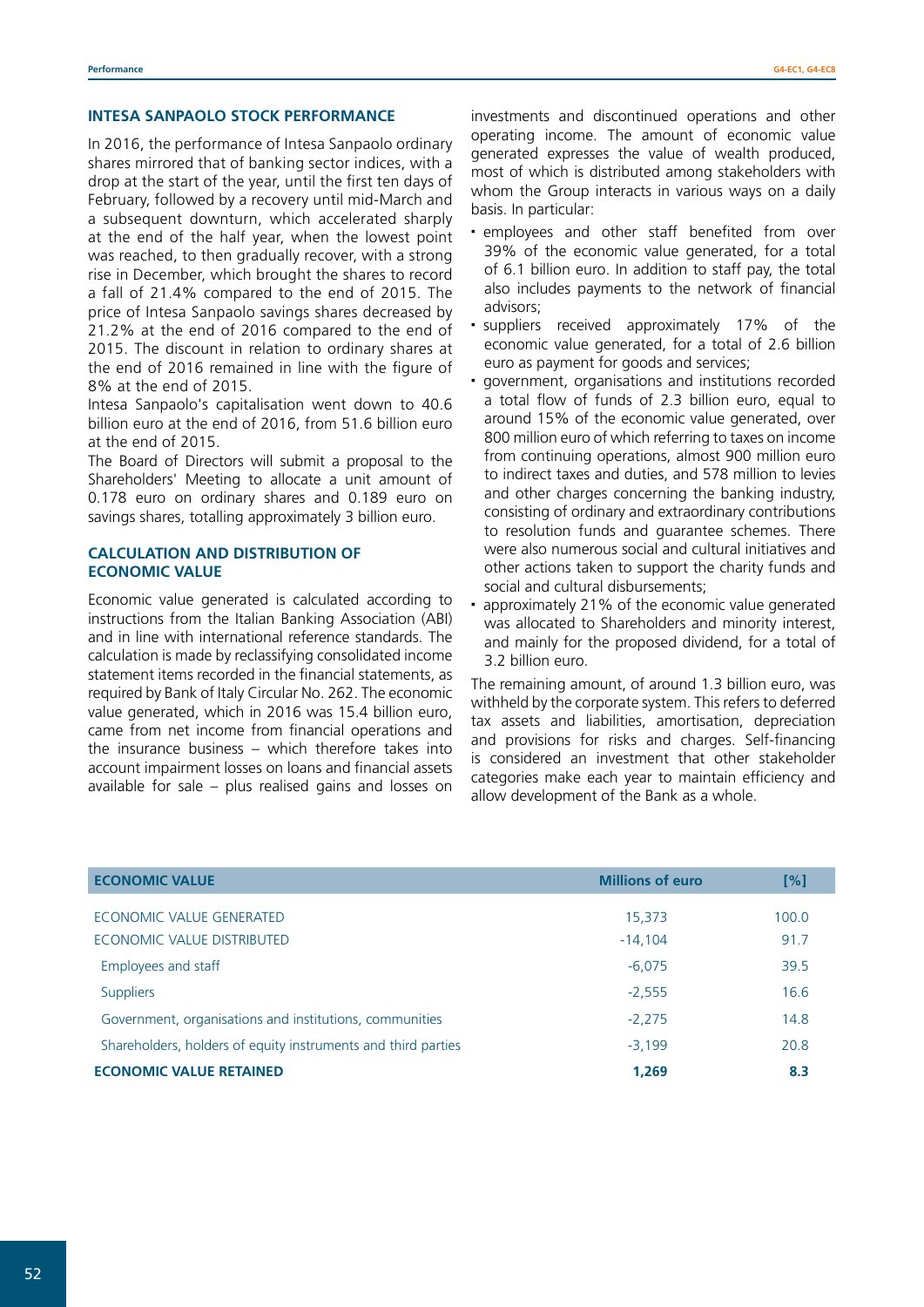## INTESA SANPAOLO STOCK PERFORMANCE

In 2016, the performance of Intesa Sanpaolo ordinary shares mirrored that of banking sector indices, with a drop at the start of the year, until the first ten days of February, followed by a recovery until mid-March and a subsequent downturn, which accelerated sharply at the end of the half year, when the lowest point was reached, to then gradually recover, with a strong rise in December, which brought the shares to record a fall of 21.4% compared to the end of 2015. The price of Intesa Sanpaolo savings shares decreased by 21.2% at the end of 2016 compared to the end of 2015. The discount in relation to ordinary shares at the end of 2016 remained in line with the figure of 8% at the end of 2015.

Intesa Sanpaolo's capitalisation went down to 40.6 billion euro at the end of 2016, from 51.6 billion euro at the end of 2015.

The Board of Directors will submit a proposal to the Shareholders' Meeting to allocate a unit amount of 0.178 euro on ordinary shares and 0.189 euro on savings shares, totalling approximately 3 billion euro.

## CALCULATION AND DISTRIBUTION OF ECONOMIC VALUE

Economic value generated is calculated according to instructions from the Italian Banking Association (ABI) and in line with international reference standards. The calculation is made by reclassifying consolidated income statement items recorded in the financial statements, as required by Bank of Italy Circular No. 262. The economic value generated, which in 2016 was 15.4 billion euro, came from net income from financial operations and the insurance business – which therefore takes into account impairment losses on loans and financial assets available for sale – plus realised gains and losses on investments and discontinued operations and other operating income. The amount of economic value generated expresses the value of wealth produced, most of which is distributed among stakeholders with whom the Group interacts in various ways on a daily basis. In particular:

- employees and other staff benefited from over 39% of the economic value generated, for a total of 6.1 billion euro. In addition to staff pay, the total also includes payments to the network of financial advisors;
- suppliers received approximately 17% of the economic value generated, for a total of 2.6 billion euro as payment for goods and services;
- government, organisations and institutions recorded a total flow of funds of 2.3 billion euro, equal to around 15% of the economic value generated, over 800 million euro of which referring to taxes on income from continuing operations, almost 900 million euro to indirect taxes and duties, and 578 million to levies and other charges concerning the banking industry, consisting of ordinary and extraordinary contributions to resolution funds and guarantee schemes. There were also numerous social and cultural initiatives and other actions taken to support the charity funds and social and cultural disbursements;
- approximately 21% of the economic value generated was allocated to Shareholders and minority interest, and mainly for the proposed dividend, for a total of 3.2 billion euro.

The remaining amount, of around 1.3 billion euro, was withheld by the corporate system. This refers to deferred tax assets and liabilities, amortisation, depreciation and provisions for risks and charges. Self-financing is considered an investment that other stakeholder categories make each year to maintain efficiency and allow development of the Bank as a whole.

| ECONOMIC VALUE | Millions of euro | [%] |
|---|---|---|
| ECONOMIC VALUE GENERATED | 15,373 | 100.0 |
| ECONOMIC VALUE DISTRIBUTED | -14,104 | 91.7 |
| Employees and staff | -6,075 | 39.5 |
| Suppliers | -2,555 | 16.6 |
| Government, organisations and institutions, communities | -2,275 | 14.8 |
| Shareholders, holders of equity instruments and third parties | -3,199 | 20.8 |
| **ECONOMIC VALUE RETAINED** | **1,269** | **8.3** |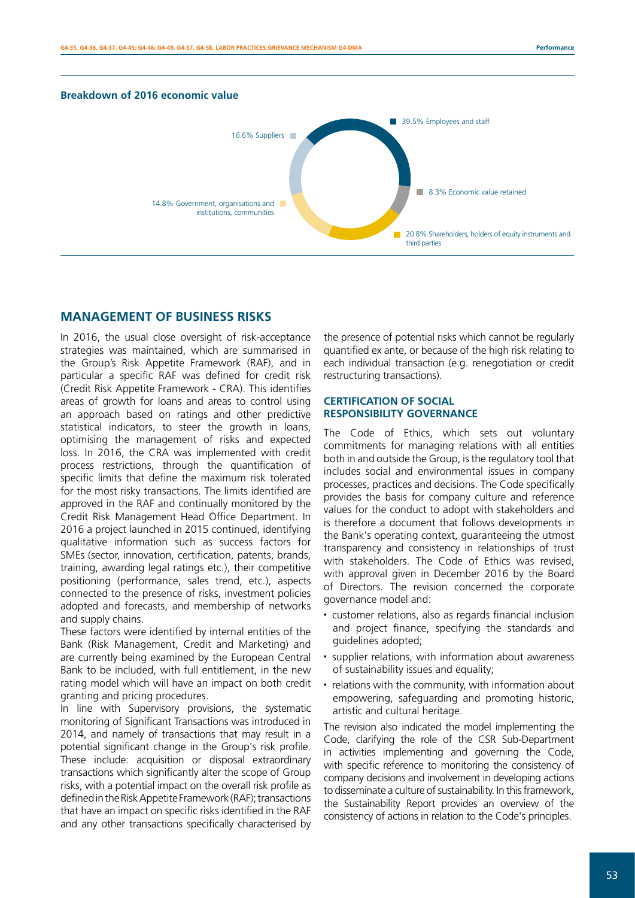**Breakdown of 2016 economic value**

- 39.5% Employees and staff
- 8.3% Economic value retained
- 20.8% Shareholders, holders of equity instruments and third parties
- 14.8% Government, organisations and institutions, communities
- 16.6% Suppliers

## MANAGEMENT OF BUSINESS RISKS

In 2016, the usual close oversight of risk-acceptance strategies was maintained, which are summarised in the Group's Risk Appetite Framework (RAF), and in particular a specific RAF was defined for credit risk (Credit Risk Appetite Framework - CRA). This identifies areas of growth for loans and areas to control using an approach based on ratings and other predictive statistical indicators, to steer the growth in loans, optimising the management of risks and expected loss. In 2016, the CRA was implemented with credit process restrictions, through the quantification of specific limits that define the maximum risk tolerated for the most risky transactions. The limits identified are approved in the RAF and continually monitored by the Credit Risk Management Head Office Department. In 2016 a project launched in 2015 continued, identifying qualitative information such as success factors for SMEs (sector, innovation, certification, patents, brands, training, awarding legal ratings etc.), their competitive positioning (performance, sales trend, etc.), aspects connected to the presence of risks, investment policies adopted and forecasts, and membership of networks and supply chains.

These factors were identified by internal entities of the Bank (Risk Management, Credit and Marketing) and are currently being examined by the European Central Bank to be included, with full entitlement, in the new rating model which will have an impact on both credit granting and pricing procedures.

In line with Supervisory provisions, the systematic monitoring of Significant Transactions was introduced in 2014, and namely of transactions that may result in a potential significant change in the Group's risk profile. These include: acquisition or disposal extraordinary transactions which significantly alter the scope of Group risks, with a potential impact on the overall risk profile as defined in the Risk Appetite Framework (RAF); transactions that have an impact on specific risks identified in the RAF and any other transactions specifically characterised by the presence of potential risks which cannot be regularly quantified ex ante, or because of the high risk relating to each individual transaction (e.g. renegotiation or credit restructuring transactions).

### CERTIFICATION OF SOCIAL RESPONSIBILITY GOVERNANCE

The Code of Ethics, which sets out voluntary commitments for managing relations with all entities both in and outside the Group, is the regulatory tool that includes social and environmental issues in company processes, practices and decisions. The Code specifically provides the basis for company culture and reference values for the conduct to adopt with stakeholders and is therefore a document that follows developments in the Bank's operating context, guaranteeing the utmost transparency and consistency in relationships of trust with stakeholders. The Code of Ethics was revised, with approval given in December 2016 by the Board of Directors. The revision concerned the corporate governance model and:

- customer relations, also as regards financial inclusion and project finance, specifying the standards and guidelines adopted;
- supplier relations, with information about awareness of sustainability issues and equality;
- relations with the community, with information about empowering, safeguarding and promoting historic, artistic and cultural heritage.

The revision also indicated the model implementing the Code, clarifying the role of the CSR Sub-Department in activities implementing and governing the Code, with specific reference to monitoring the consistency of company decisions and involvement in developing actions to disseminate a culture of sustainability. In this framework, the Sustainability Report provides an overview of the consistency of actions in relation to the Code's principles.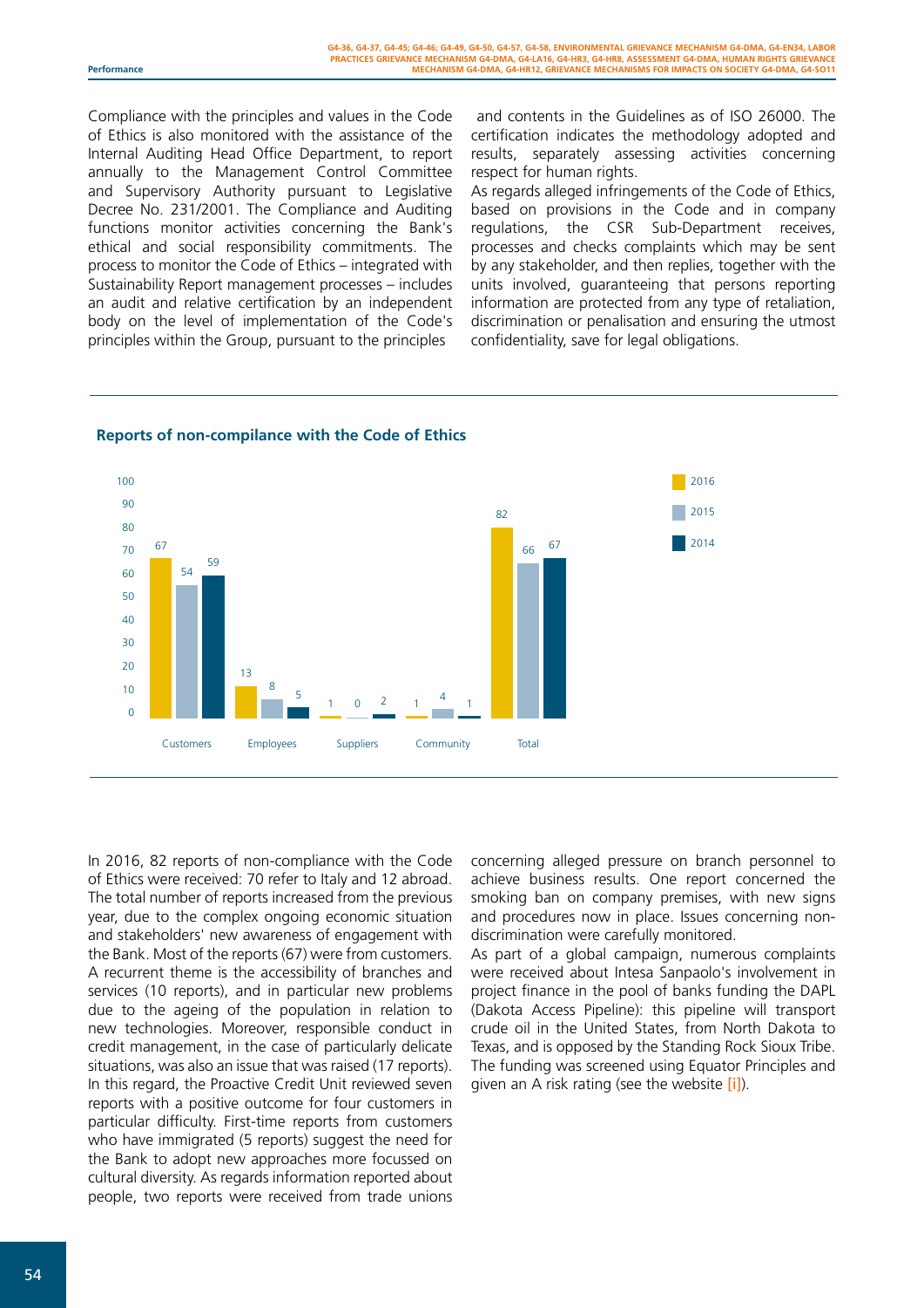Compliance with the principles and values in the Code of Ethics is also monitored with the assistance of the Internal Auditing Head Office Department, to report annually to the Management Control Committee and Supervisory Authority pursuant to Legislative Decree No. 231/2001. The Compliance and Auditing functions monitor activities concerning the Bank's ethical and social responsibility commitments. The process to monitor the Code of Ethics – integrated with Sustainability Report management processes – includes an audit and relative certification by an independent body on the level of implementation of the Code's principles within the Group, pursuant to the principles and contents in the Guidelines as of ISO 26000. The certification indicates the methodology adopted and results, separately assessing activities concerning respect for human rights.

As regards alleged infringements of the Code of Ethics, based on provisions in the Code and in company regulations, the CSR Sub-Department receives, processes and checks complaints which may be sent by any stakeholder, and then replies, together with the units involved, guaranteeing that persons reporting information are protected from any type of retaliation, discrimination or penalisation and ensuring the utmost confidentiality, save for legal obligations.

**Reports of non-compilance with the Code of Ethics**

| | 2016 | 2015 | 2014 |
|---|---|---|---|
| Customers | 67 | 54 | 59 |
| Employees | 13 | 8 | 5 |
| Suppliers | 1 | 0 | 2 |
| Community | 1 | 4 | 1 |
| Total | 82 | 66 | 67 |

In 2016, 82 reports of non-compliance with the Code of Ethics were received: 70 refer to Italy and 12 abroad. The total number of reports increased from the previous year, due to the complex ongoing economic situation and stakeholders' new awareness of engagement with the Bank. Most of the reports (67) were from customers. A recurrent theme is the accessibility of branches and services (10 reports), and in particular new problems due to the ageing of the population in relation to new technologies. Moreover, responsible conduct in credit management, in the case of particularly delicate situations, was also an issue that was raised (17 reports). In this regard, the Proactive Credit Unit reviewed seven reports with a positive outcome for four customers in particular difficulty. First-time reports from customers who have immigrated (5 reports) suggest the need for the Bank to adopt new approaches more focussed on cultural diversity. As regards information reported about people, two reports were received from trade unions concerning alleged pressure on branch personnel to achieve business results. One report concerned the smoking ban on company premises, with new signs and procedures now in place. Issues concerning non-discrimination were carefully monitored.

As part of a global campaign, numerous complaints were received about Intesa Sanpaolo's involvement in project finance in the pool of banks funding the DAPL (Dakota Access Pipeline): this pipeline will transport crude oil in the United States, from North Dakota to Texas, and is opposed by the Standing Rock Sioux Tribe. The funding was screened using Equator Principles and given an A risk rating (see the website [i]).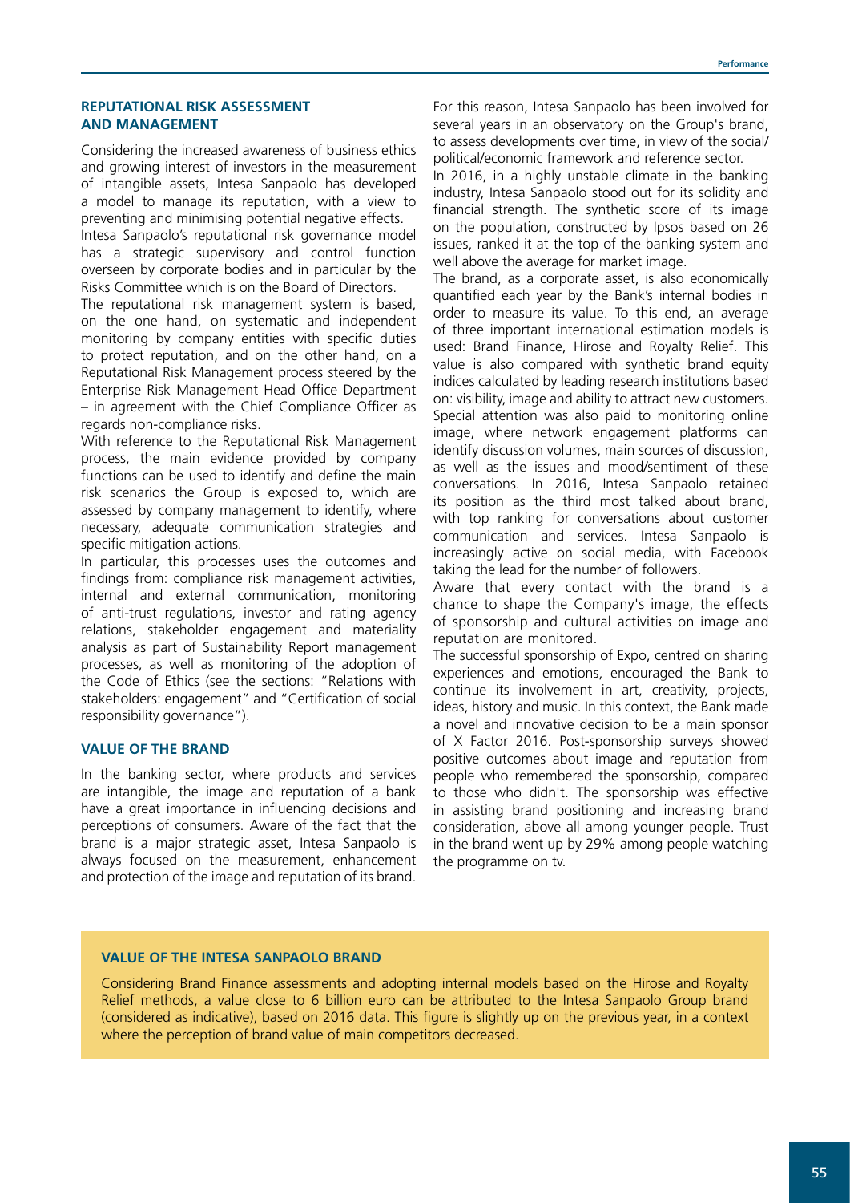## REPUTATIONAL RISK ASSESSMENT AND MANAGEMENT

Considering the increased awareness of business ethics and growing interest of investors in the measurement of intangible assets, Intesa Sanpaolo has developed a model to manage its reputation, with a view to preventing and minimising potential negative effects.

Intesa Sanpaolo's reputational risk governance model has a strategic supervisory and control function overseen by corporate bodies and in particular by the Risks Committee which is on the Board of Directors.

The reputational risk management system is based, on the one hand, on systematic and independent monitoring by company entities with specific duties to protect reputation, and on the other hand, on a Reputational Risk Management process steered by the Enterprise Risk Management Head Office Department – in agreement with the Chief Compliance Officer as regards non-compliance risks.

With reference to the Reputational Risk Management process, the main evidence provided by company functions can be used to identify and define the main risk scenarios the Group is exposed to, which are assessed by company management to identify, where necessary, adequate communication strategies and specific mitigation actions.

In particular, this processes uses the outcomes and findings from: compliance risk management activities, internal and external communication, monitoring of anti-trust regulations, investor and rating agency relations, stakeholder engagement and materiality analysis as part of Sustainability Report management processes, as well as monitoring of the adoption of the Code of Ethics (see the sections: "Relations with stakeholders: engagement" and "Certification of social responsibility governance").

## VALUE OF THE BRAND

In the banking sector, where products and services are intangible, the image and reputation of a bank have a great importance in influencing decisions and perceptions of consumers. Aware of the fact that the brand is a major strategic asset, Intesa Sanpaolo is always focused on the measurement, enhancement and protection of the image and reputation of its brand.

For this reason, Intesa Sanpaolo has been involved for several years in an observatory on the Group's brand, to assess developments over time, in view of the social/political/economic framework and reference sector.

In 2016, in a highly unstable climate in the banking industry, Intesa Sanpaolo stood out for its solidity and financial strength. The synthetic score of its image on the population, constructed by Ipsos based on 26 issues, ranked it at the top of the banking system and well above the average for market image.

The brand, as a corporate asset, is also economically quantified each year by the Bank's internal bodies in order to measure its value. To this end, an average of three important international estimation models is used: Brand Finance, Hirose and Royalty Relief. This value is also compared with synthetic brand equity indices calculated by leading research institutions based on: visibility, image and ability to attract new customers. Special attention was also paid to monitoring online image, where network engagement platforms can identify discussion volumes, main sources of discussion, as well as the issues and mood/sentiment of these conversations. In 2016, Intesa Sanpaolo retained its position as the third most talked about brand, with top ranking for conversations about customer communication and services. Intesa Sanpaolo is increasingly active on social media, with Facebook taking the lead for the number of followers.

Aware that every contact with the brand is a chance to shape the Company's image, the effects of sponsorship and cultural activities on image and reputation are monitored.

The successful sponsorship of Expo, centred on sharing experiences and emotions, encouraged the Bank to continue its involvement in art, creativity, projects, ideas, history and music. In this context, the Bank made a novel and innovative decision to be a main sponsor of X Factor 2016. Post-sponsorship surveys showed positive outcomes about image and reputation from people who remembered the sponsorship, compared to those who didn't. The sponsorship was effective in assisting brand positioning and increasing brand consideration, above all among younger people. Trust in the brand went up by 29% among people watching the programme on tv.

### VALUE OF THE INTESA SANPAOLO BRAND

Considering Brand Finance assessments and adopting internal models based on the Hirose and Royalty Relief methods, a value close to 6 billion euro can be attributed to the Intesa Sanpaolo Group brand (considered as indicative), based on 2016 data. This figure is slightly up on the previous year, in a context where the perception of brand value of main competitors decreased.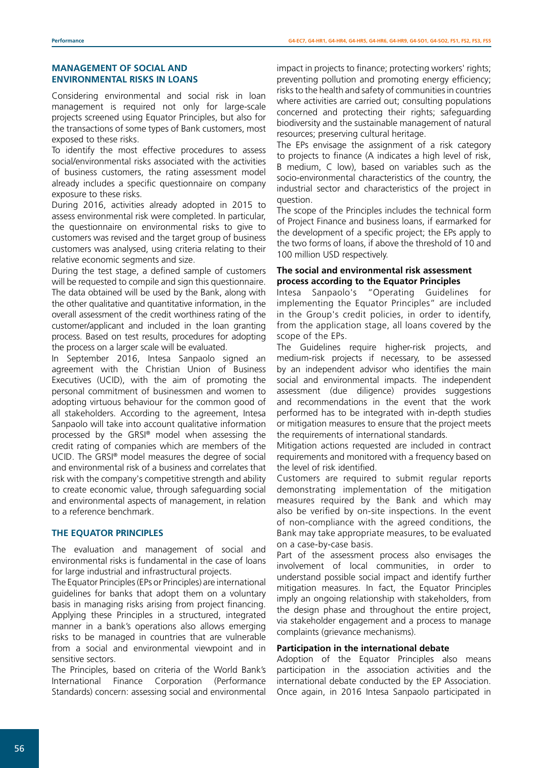## MANAGEMENT OF SOCIAL AND ENVIRONMENTAL RISKS IN LOANS

Considering environmental and social risk in loan management is required not only for large-scale projects screened using Equator Principles, but also for the transactions of some types of Bank customers, most exposed to these risks.

To identify the most effective procedures to assess social/environmental risks associated with the activities of business customers, the rating assessment model already includes a specific questionnaire on company exposure to these risks.

During 2016, activities already adopted in 2015 to assess environmental risk were completed. In particular, the questionnaire on environmental risks to give to customers was revised and the target group of business customers was analysed, using criteria relating to their relative economic segments and size.

During the test stage, a defined sample of customers will be requested to compile and sign this questionnaire. The data obtained will be used by the Bank, along with the other qualitative and quantitative information, in the overall assessment of the credit worthiness rating of the customer/applicant and included in the loan granting process. Based on test results, procedures for adopting the process on a larger scale will be evaluated.

In September 2016, Intesa Sanpaolo signed an agreement with the Christian Union of Business Executives (UCID), with the aim of promoting the personal commitment of businessmen and women to adopting virtuous behaviour for the common good of all stakeholders. According to the agreement, Intesa Sanpaolo will take into account qualitative information processed by the GRSI® model when assessing the credit rating of companies which are members of the UCID. The GRSI® model measures the degree of social and environmental risk of a business and correlates that risk with the company's competitive strength and ability to create economic value, through safeguarding social and environmental aspects of management, in relation to a reference benchmark.

## THE EQUATOR PRINCIPLES

The evaluation and management of social and environmental risks is fundamental in the case of loans for large industrial and infrastructural projects.

The Equator Principles (EPs or Principles) are international guidelines for banks that adopt them on a voluntary basis in managing risks arising from project financing. Applying these Principles in a structured, integrated manner in a bank's operations also allows emerging risks to be managed in countries that are vulnerable from a social and environmental viewpoint and in sensitive sectors.

The Principles, based on criteria of the World Bank's International Finance Corporation (Performance Standards) concern: assessing social and environmental impact in projects to finance; protecting workers' rights; preventing pollution and promoting energy efficiency; risks to the health and safety of communities in countries where activities are carried out; consulting populations concerned and protecting their rights; safeguarding biodiversity and the sustainable management of natural resources; preserving cultural heritage.

The EPs envisage the assignment of a risk category to projects to finance (A indicates a high level of risk, B medium, C low), based on variables such as the socio-environmental characteristics of the country, the industrial sector and characteristics of the project in question.

The scope of the Principles includes the technical form of Project Finance and business loans, if earmarked for the development of a specific project; the EPs apply to the two forms of loans, if above the threshold of 10 and 100 million USD respectively.

### The social and environmental risk assessment process according to the Equator Principles

Intesa Sanpaolo's "Operating Guidelines for implementing the Equator Principles" are included in the Group's credit policies, in order to identify, from the application stage, all loans covered by the scope of the EPs.

The Guidelines require higher-risk projects, and medium-risk projects if necessary, to be assessed by an independent advisor who identifies the main social and environmental impacts. The independent assessment (due diligence) provides suggestions and recommendations in the event that the work performed has to be integrated with in-depth studies or mitigation measures to ensure that the project meets the requirements of international standards.

Mitigation actions requested are included in contract requirements and monitored with a frequency based on the level of risk identified.

Customers are required to submit regular reports demonstrating implementation of the mitigation measures required by the Bank and which may also be verified by on-site inspections. In the event of non-compliance with the agreed conditions, the Bank may take appropriate measures, to be evaluated on a case-by-case basis.

Part of the assessment process also envisages the involvement of local communities, in order to understand possible social impact and identify further mitigation measures. In fact, the Equator Principles imply an ongoing relationship with stakeholders, from the design phase and throughout the entire project, via stakeholder engagement and a process to manage complaints (grievance mechanisms).

### Participation in the international debate

Adoption of the Equator Principles also means participation in the association activities and the international debate conducted by the EP Association. Once again, in 2016 Intesa Sanpaolo participated in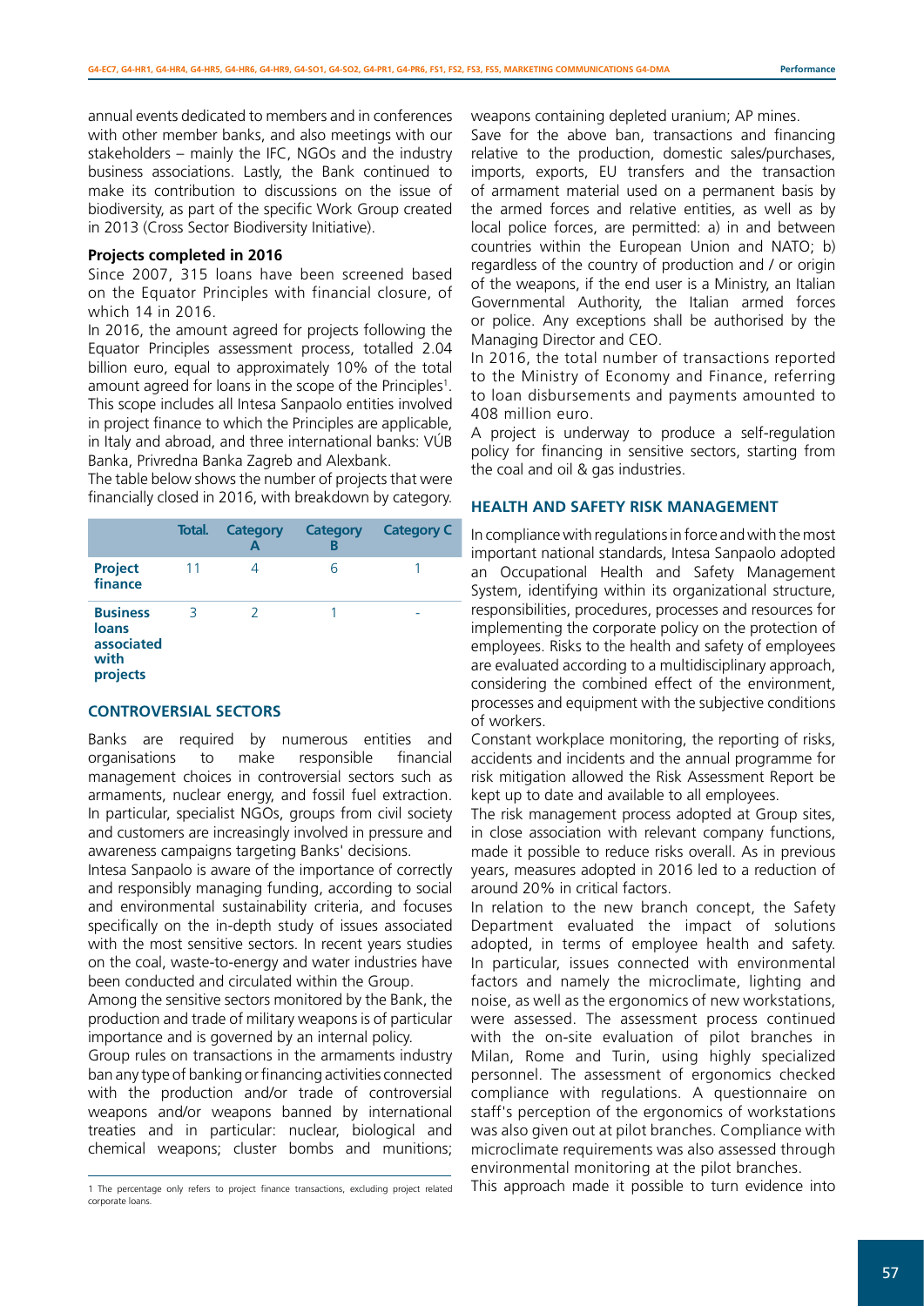annual events dedicated to members and in conferences with other member banks, and also meetings with our stakeholders – mainly the IFC, NGOs and the industry business associations. Lastly, the Bank continued to make its contribution to discussions on the issue of biodiversity, as part of the specific Work Group created in 2013 (Cross Sector Biodiversity Initiative).

**Projects completed in 2016**

Since 2007, 315 loans have been screened based on the Equator Principles with financial closure, of which 14 in 2016.

In 2016, the amount agreed for projects following the Equator Principles assessment process, totalled 2.04 billion euro, equal to approximately 10% of the total amount agreed for loans in the scope of the Principles[1]. This scope includes all Intesa Sanpaolo entities involved in project finance to which the Principles are applicable, in Italy and abroad, and three international banks: VÚB Banka, Privredna Banka Zagreb and Alexbank.

The table below shows the number of projects that were financially closed in 2016, with breakdown by category.

| | Total. | Category A | Category B | Category C |
|---|---|---|---|---|
| **Project finance** | 11 | 4 | 6 | 1 |
| **Business loans associated with projects** | 3 | 2 | 1 | - |

## CONTROVERSIAL SECTORS

Banks are required by numerous entities and organisations to make responsible financial management choices in controversial sectors such as armaments, nuclear energy, and fossil fuel extraction. In particular, specialist NGOs, groups from civil society and customers are increasingly involved in pressure and awareness campaigns targeting Banks' decisions.

Intesa Sanpaolo is aware of the importance of correctly and responsibly managing funding, according to social and environmental sustainability criteria, and focuses specifically on the in-depth study of issues associated with the most sensitive sectors. In recent years studies on the coal, waste-to-energy and water industries have been conducted and circulated within the Group.

Among the sensitive sectors monitored by the Bank, the production and trade of military weapons is of particular importance and is governed by an internal policy.

Group rules on transactions in the armaments industry ban any type of banking or financing activities connected with the production and/or trade of controversial weapons and/or weapons banned by international treaties and in particular: nuclear, biological and chemical weapons; cluster bombs and munitions; weapons containing depleted uranium; AP mines.

Save for the above ban, transactions and financing relative to the production, domestic sales/purchases, imports, exports, EU transfers and the transaction of armament material used on a permanent basis by the armed forces and relative entities, as well as by local police forces, are permitted: a) in and between countries within the European Union and NATO; b) regardless of the country of production and / or origin of the weapons, if the end user is a Ministry, an Italian Governmental Authority, the Italian armed forces or police. Any exceptions shall be authorised by the Managing Director and CEO.

In 2016, the total number of transactions reported to the Ministry of Economy and Finance, referring to loan disbursements and payments amounted to 408 million euro.

A project is underway to produce a self-regulation policy for financing in sensitive sectors, starting from the coal and oil & gas industries.

## HEALTH AND SAFETY RISK MANAGEMENT

In compliance with regulations in force and with the most important national standards, Intesa Sanpaolo adopted an Occupational Health and Safety Management System, identifying within its organizational structure, responsibilities, procedures, processes and resources for implementing the corporate policy on the protection of employees. Risks to the health and safety of employees are evaluated according to a multidisciplinary approach, considering the combined effect of the environment, processes and equipment with the subjective conditions of workers.

Constant workplace monitoring, the reporting of risks, accidents and incidents and the annual programme for risk mitigation allowed the Risk Assessment Report be kept up to date and available to all employees.

The risk management process adopted at Group sites, in close association with relevant company functions, made it possible to reduce risks overall. As in previous years, measures adopted in 2016 led to a reduction of around 20% in critical factors.

In relation to the new branch concept, the Safety Department evaluated the impact of solutions adopted, in terms of employee health and safety. In particular, issues connected with environmental factors and namely the microclimate, lighting and noise, as well as the ergonomics of new workstations, were assessed. The assessment process continued with the on-site evaluation of pilot branches in Milan, Rome and Turin, using highly specialized personnel. The assessment of ergonomics checked compliance with regulations. A questionnaire on staff's perception of the ergonomics of workstations was also given out at pilot branches. Compliance with microclimate requirements was also assessed through environmental monitoring at the pilot branches.

This approach made it possible to turn evidence into

[1] The percentage only refers to project finance transactions, excluding project related corporate loans.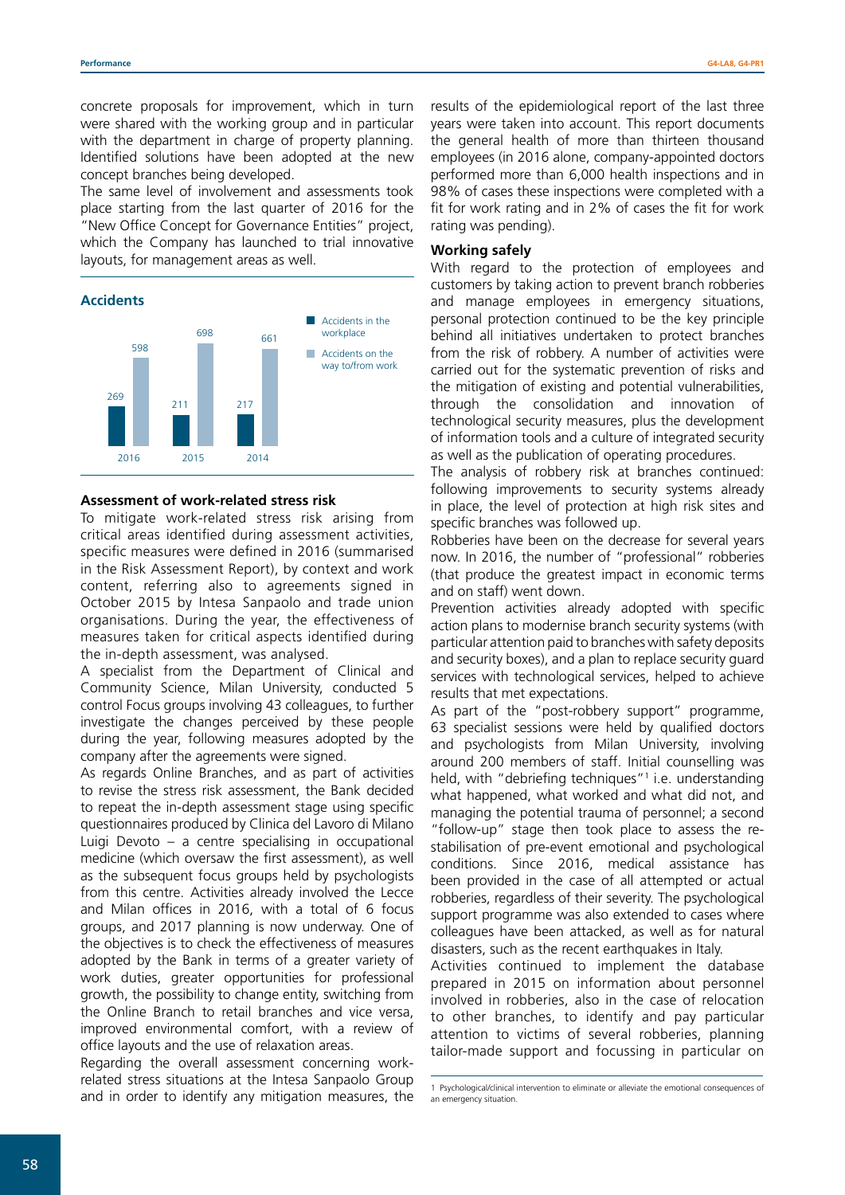concrete proposals for improvement, which in turn were shared with the working group and in particular with the department in charge of property planning. Identified solutions have been adopted at the new concept branches being developed.

The same level of involvement and assessments took place starting from the last quarter of 2016 for the "New Office Concept for Governance Entities" project, which the Company has launched to trial innovative layouts, for management areas as well.

### Accidents

| | 2016 | 2015 | 2014 |
|---|---|---|---|
| Accidents in the workplace | 269 | 211 | 217 |
| Accidents on the way to/from work | 598 | 698 | 661 |

### Assessment of work-related stress risk

To mitigate work-related stress risk arising from critical areas identified during assessment activities, specific measures were defined in 2016 (summarised in the Risk Assessment Report), by context and work content, referring also to agreements signed in October 2015 by Intesa Sanpaolo and trade union organisations. During the year, the effectiveness of measures taken for critical aspects identified during the in-depth assessment, was analysed.

A specialist from the Department of Clinical and Community Science, Milan University, conducted 5 control Focus groups involving 43 colleagues, to further investigate the changes perceived by these people during the year, following measures adopted by the company after the agreements were signed.

As regards Online Branches, and as part of activities to revise the stress risk assessment, the Bank decided to repeat the in-depth assessment stage using specific questionnaires produced by Clinica del Lavoro di Milano Luigi Devoto – a centre specialising in occupational medicine (which oversaw the first assessment), as well as the subsequent focus groups held by psychologists from this centre. Activities already involved the Lecce and Milan offices in 2016, with a total of 6 focus groups, and 2017 planning is now underway. One of the objectives is to check the effectiveness of measures adopted by the Bank in terms of a greater variety of work duties, greater opportunities for professional growth, the possibility to change entity, switching from the Online Branch to retail branches and vice versa, improved environmental comfort, with a review of office layouts and the use of relaxation areas.

Regarding the overall assessment concerning work-related stress situations at the Intesa Sanpaolo Group and in order to identify any mitigation measures, the results of the epidemiological report of the last three years were taken into account. This report documents the general health of more than thirteen thousand employees (in 2016 alone, company-appointed doctors performed more than 6,000 health inspections and in 98% of cases these inspections were completed with a fit for work rating and in 2% of cases the fit for work rating was pending).

### Working safely

With regard to the protection of employees and customers by taking action to prevent branch robberies and manage employees in emergency situations, personal protection continued to be the key principle behind all initiatives undertaken to protect branches from the risk of robbery. A number of activities were carried out for the systematic prevention of risks and the mitigation of existing and potential vulnerabilities, through the consolidation and innovation of technological security measures, plus the development of information tools and a culture of integrated security as well as the publication of operating procedures.

The analysis of robbery risk at branches continued: following improvements to security systems already in place, the level of protection at high risk sites and specific branches was followed up.

Robberies have been on the decrease for several years now. In 2016, the number of "professional" robberies (that produce the greatest impact in economic terms and on staff) went down.

Prevention activities already adopted with specific action plans to modernise branch security systems (with particular attention paid to branches with safety deposits and security boxes), and a plan to replace security guard services with technological services, helped to achieve results that met expectations.

As part of the "post-robbery support" programme, 63 specialist sessions were held by qualified doctors and psychologists from Milan University, involving around 200 members of staff. Initial counselling was held, with "debriefing techniques"[1] i.e. understanding what happened, what worked and what did not, and managing the potential trauma of personnel; a second "follow-up" stage then took place to assess the re-stabilisation of pre-event emotional and psychological conditions. Since 2016, medical assistance has been provided in the case of all attempted or actual robberies, regardless of their severity. The psychological support programme was also extended to cases where colleagues have been attacked, as well as for natural disasters, such as the recent earthquakes in Italy.

Activities continued to implement the database prepared in 2015 on information about personnel involved in robberies, also in the case of relocation to other branches, to identify and pay particular attention to victims of several robberies, planning tailor-made support and focussing in particular on

1 Psychological/clinical intervention to eliminate or alleviate the emotional consequences of an emergency situation.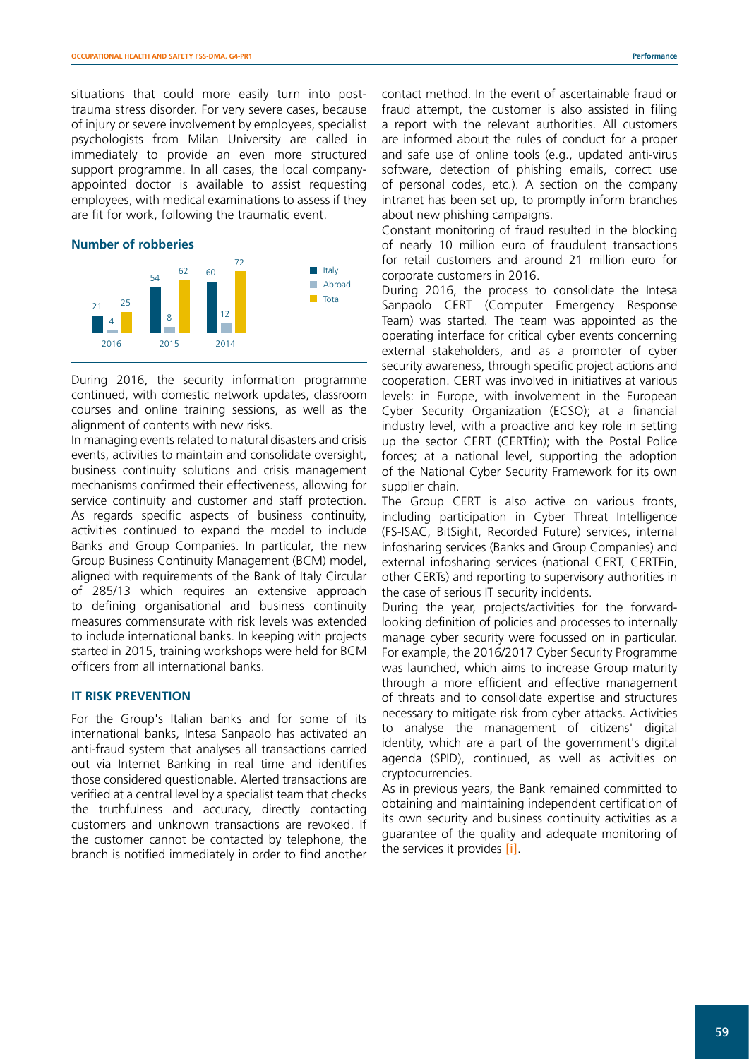situations that could more easily turn into post-trauma stress disorder. For very severe cases, because of injury or severe involvement by employees, specialist psychologists from Milan University are called in immediately to provide an even more structured support programme. In all cases, the local company-appointed doctor is available to assist requesting employees, with medical examinations to assess if they are fit for work, following the traumatic event.

**Number of robberies**

| | 2016 | 2015 | 2014 |
|---|---|---|---|
| Italy | 21 | 54 | 60 |
| Abroad | 4 | 8 | 12 |
| Total | 25 | 62 | 72 |

During 2016, the security information programme continued, with domestic network updates, classroom courses and online training sessions, as well as the alignment of contents with new risks.

In managing events related to natural disasters and crisis events, activities to maintain and consolidate oversight, business continuity solutions and crisis management mechanisms confirmed their effectiveness, allowing for service continuity and customer and staff protection. As regards specific aspects of business continuity, activities continued to expand the model to include Banks and Group Companies. In particular, the new Group Business Continuity Management (BCM) model, aligned with requirements of the Bank of Italy Circular of 285/13 which requires an extensive approach to defining organisational and business continuity measures commensurate with risk levels was extended to include international banks. In keeping with projects started in 2015, training workshops were held for BCM officers from all international banks.

## IT RISK PREVENTION

For the Group's Italian banks and for some of its international banks, Intesa Sanpaolo has activated an anti-fraud system that analyses all transactions carried out via Internet Banking in real time and identifies those considered questionable. Alerted transactions are verified at a central level by a specialist team that checks the truthfulness and accuracy, directly contacting customers and unknown transactions are revoked. If the customer cannot be contacted by telephone, the branch is notified immediately in order to find another contact method. In the event of ascertainable fraud or fraud attempt, the customer is also assisted in filing a report with the relevant authorities. All customers are informed about the rules of conduct for a proper and safe use of online tools (e.g., updated anti-virus software, detection of phishing emails, correct use of personal codes, etc.). A section on the company intranet has been set up, to promptly inform branches about new phishing campaigns.

Constant monitoring of fraud resulted in the blocking of nearly 10 million euro of fraudulent transactions for retail customers and around 21 million euro for corporate customers in 2016.

During 2016, the process to consolidate the Intesa Sanpaolo CERT (Computer Emergency Response Team) was started. The team was appointed as the operating interface for critical cyber events concerning external stakeholders, and as a promoter of cyber security awareness, through specific project actions and cooperation. CERT was involved in initiatives at various levels: in Europe, with involvement in the European Cyber Security Organization (ECSO); at a financial industry level, with a proactive and key role in setting up the sector CERT (CERTfin); with the Postal Police forces; at a national level, supporting the adoption of the National Cyber Security Framework for its own supplier chain.

The Group CERT is also active on various fronts, including participation in Cyber Threat Intelligence (FS-ISAC, BitSight, Recorded Future) services, internal infosharing services (Banks and Group Companies) and external infosharing services (national CERT, CERTFin, other CERTs) and reporting to supervisory authorities in the case of serious IT security incidents.

During the year, projects/activities for the forward-looking definition of policies and processes to internally manage cyber security were focussed on in particular. For example, the 2016/2017 Cyber Security Programme was launched, which aims to increase Group maturity through a more efficient and effective management of threats and to consolidate expertise and structures necessary to mitigate risk from cyber attacks. Activities to analyse the management of citizens' digital identity, which are a part of the government's digital agenda (SPID), continued, as well as activities on cryptocurrencies.

As in previous years, the Bank remained committed to obtaining and maintaining independent certification of its own security and business continuity activities as a guarantee of the quality and adequate monitoring of the services it provides [i].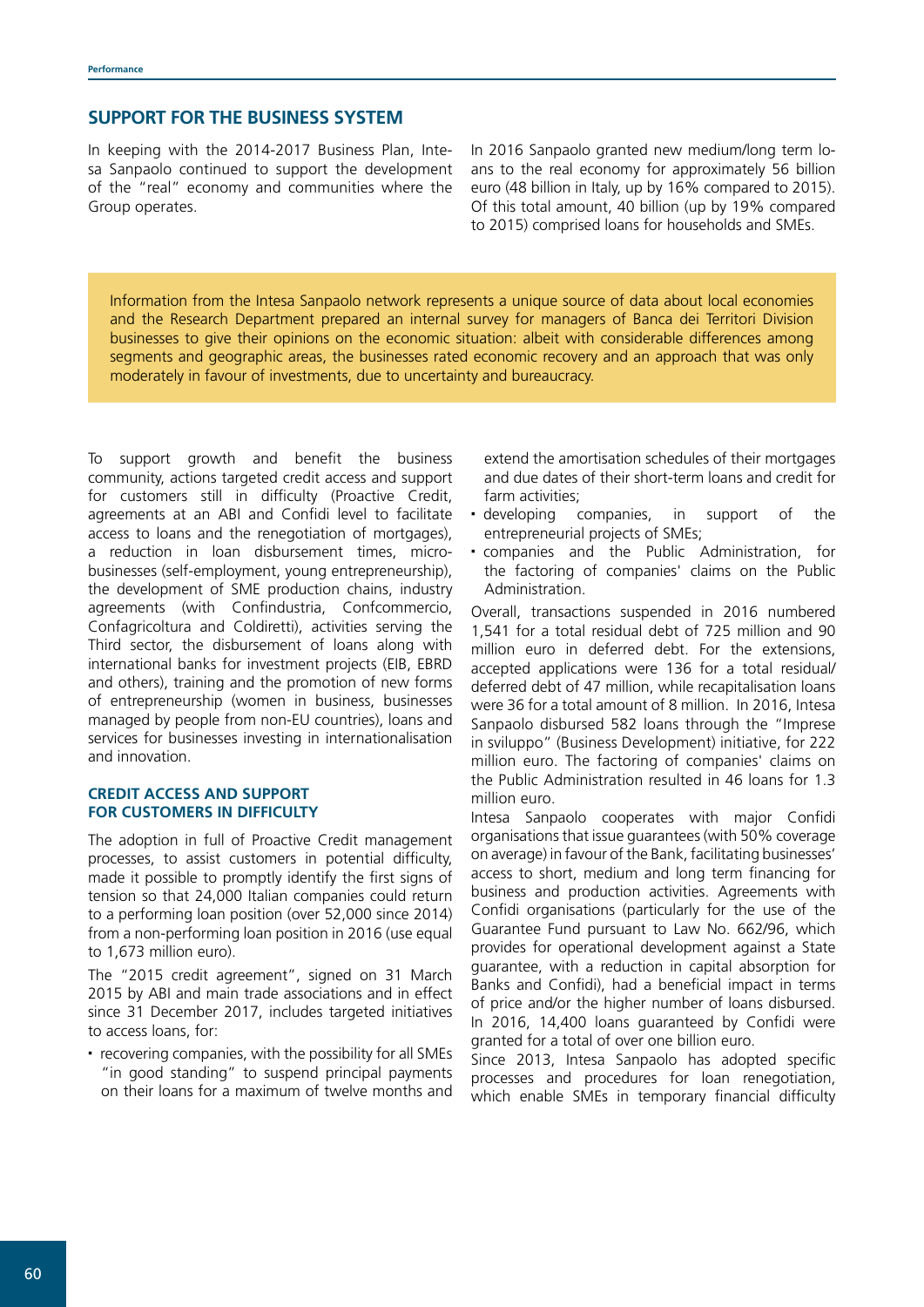## SUPPORT FOR THE BUSINESS SYSTEM

In keeping with the 2014-2017 Business Plan, Intesa Sanpaolo continued to support the development of the "real" economy and communities where the Group operates.

In 2016 Sanpaolo granted new medium/long term loans to the real economy for approximately 56 billion euro (48 billion in Italy, up by 16% compared to 2015). Of this total amount, 40 billion (up by 19% compared to 2015) comprised loans for households and SMEs.

> Information from the Intesa Sanpaolo network represents a unique source of data about local economies and the Research Department prepared an internal survey for managers of Banca dei Territori Division businesses to give their opinions on the economic situation: albeit with considerable differences among segments and geographic areas, the businesses rated economic recovery and an approach that was only moderately in favour of investments, due to uncertainty and bureaucracy.

To support growth and benefit the business community, actions targeted credit access and support for customers still in difficulty (Proactive Credit, agreements at an ABI and Confidi level to facilitate access to loans and the renegotiation of mortgages), a reduction in loan disbursement times, micro-businesses (self-employment, young entrepreneurship), the development of SME production chains, industry agreements (with Confindustria, Confcommercio, Confagricoltura and Coldiretti), activities serving the Third sector, the disbursement of loans along with international banks for investment projects (EIB, EBRD and others), training and the promotion of new forms of entrepreneurship (women in business, businesses managed by people from non-EU countries), loans and services for businesses investing in internationalisation and innovation.

### CREDIT ACCESS AND SUPPORT FOR CUSTOMERS IN DIFFICULTY

The adoption in full of Proactive Credit management processes, to assist customers in potential difficulty, made it possible to promptly identify the first signs of tension so that 24,000 Italian companies could return to a performing loan position (over 52,000 since 2014) from a non-performing loan position in 2016 (use equal to 1,673 million euro).

The "2015 credit agreement", signed on 31 March 2015 by ABI and main trade associations and in effect since 31 December 2017, includes targeted initiatives to access loans, for:

- recovering companies, with the possibility for all SMEs "in good standing" to suspend principal payments on their loans for a maximum of twelve months and extend the amortisation schedules of their mortgages and due dates of their short-term loans and credit for farm activities;
- developing companies, in support of the entrepreneurial projects of SMEs;
- companies and the Public Administration, for the factoring of companies' claims on the Public Administration.

Overall, transactions suspended in 2016 numbered 1,541 for a total residual debt of 725 million and 90 million euro in deferred debt. For the extensions, accepted applications were 136 for a total residual/deferred debt of 47 million, while recapitalisation loans were 36 for a total amount of 8 million. In 2016, Intesa Sanpaolo disbursed 582 loans through the "Imprese in sviluppo" (Business Development) initiative, for 222 million euro. The factoring of companies' claims on the Public Administration resulted in 46 loans for 1.3 million euro.

Intesa Sanpaolo cooperates with major Confidi organisations that issue guarantees (with 50% coverage on average) in favour of the Bank, facilitating businesses' access to short, medium and long term financing for business and production activities. Agreements with Confidi organisations (particularly for the use of the Guarantee Fund pursuant to Law No. 662/96, which provides for operational development against a State guarantee, with a reduction in capital absorption for Banks and Confidi), had a beneficial impact in terms of price and/or the higher number of loans disbursed. In 2016, 14,400 loans guaranteed by Confidi were granted for a total of over one billion euro.

Since 2013, Intesa Sanpaolo has adopted specific processes and procedures for loan renegotiation, which enable SMEs in temporary financial difficulty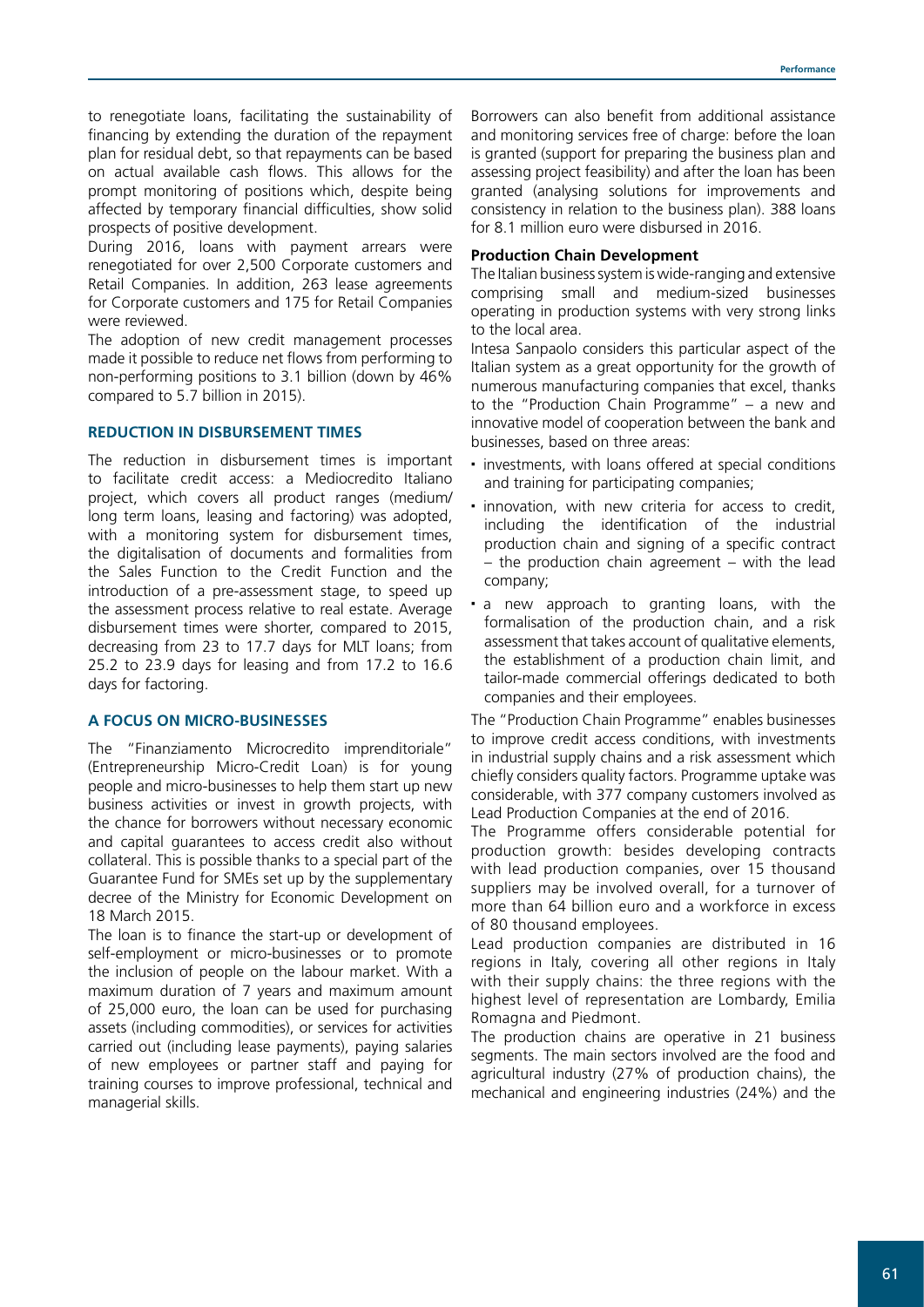to renegotiate loans, facilitating the sustainability of financing by extending the duration of the repayment plan for residual debt, so that repayments can be based on actual available cash flows. This allows for the prompt monitoring of positions which, despite being affected by temporary financial difficulties, show solid prospects of positive development.

During 2016, loans with payment arrears were renegotiated for over 2,500 Corporate customers and Retail Companies. In addition, 263 lease agreements for Corporate customers and 175 for Retail Companies were reviewed.

The adoption of new credit management processes made it possible to reduce net flows from performing to non-performing positions to 3.1 billion (down by 46% compared to 5.7 billion in 2015).

## REDUCTION IN DISBURSEMENT TIMES

The reduction in disbursement times is important to facilitate credit access: a Mediocredito Italiano project, which covers all product ranges (medium/long term loans, leasing and factoring) was adopted, with a monitoring system for disbursement times, the digitalisation of documents and formalities from the Sales Function to the Credit Function and the introduction of a pre-assessment stage, to speed up the assessment process relative to real estate. Average disbursement times were shorter, compared to 2015, decreasing from 23 to 17.7 days for MLT loans; from 25.2 to 23.9 days for leasing and from 17.2 to 16.6 days for factoring.

## A FOCUS ON MICRO-BUSINESSES

The "Finanziamento Microcredito imprenditoriale" (Entrepreneurship Micro-Credit Loan) is for young people and micro-businesses to help them start up new business activities or invest in growth projects, with the chance for borrowers without necessary economic and capital guarantees to access credit also without collateral. This is possible thanks to a special part of the Guarantee Fund for SMEs set up by the supplementary decree of the Ministry for Economic Development on 18 March 2015.

The loan is to finance the start-up or development of self-employment or micro-businesses or to promote the inclusion of people on the labour market. With a maximum duration of 7 years and maximum amount of 25,000 euro, the loan can be used for purchasing assets (including commodities), or services for activities carried out (including lease payments), paying salaries of new employees or partner staff and paying for training courses to improve professional, technical and managerial skills.

Borrowers can also benefit from additional assistance and monitoring services free of charge: before the loan is granted (support for preparing the business plan and assessing project feasibility) and after the loan has been granted (analysing solutions for improvements and consistency in relation to the business plan). 388 loans for 8.1 million euro were disbursed in 2016.

### Production Chain Development

The Italian business system is wide-ranging and extensive comprising small and medium-sized businesses operating in production systems with very strong links to the local area.

Intesa Sanpaolo considers this particular aspect of the Italian system as a great opportunity for the growth of numerous manufacturing companies that excel, thanks to the "Production Chain Programme" – a new and innovative model of cooperation between the bank and businesses, based on three areas:

- investments, with loans offered at special conditions and training for participating companies;
- innovation, with new criteria for access to credit, including the identification of the industrial production chain and signing of a specific contract – the production chain agreement – with the lead company;
- a new approach to granting loans, with the formalisation of the production chain, and a risk assessment that takes account of qualitative elements, the establishment of a production chain limit, and tailor-made commercial offerings dedicated to both companies and their employees.

The "Production Chain Programme" enables businesses to improve credit access conditions, with investments in industrial supply chains and a risk assessment which chiefly considers quality factors. Programme uptake was considerable, with 377 company customers involved as Lead Production Companies at the end of 2016.

The Programme offers considerable potential for production growth: besides developing contracts with lead production companies, over 15 thousand suppliers may be involved overall, for a turnover of more than 64 billion euro and a workforce in excess of 80 thousand employees.

Lead production companies are distributed in 16 regions in Italy, covering all other regions in Italy with their supply chains: the three regions with the highest level of representation are Lombardy, Emilia Romagna and Piedmont.

The production chains are operative in 21 business segments. The main sectors involved are the food and agricultural industry (27% of production chains), the mechanical and engineering industries (24%) and the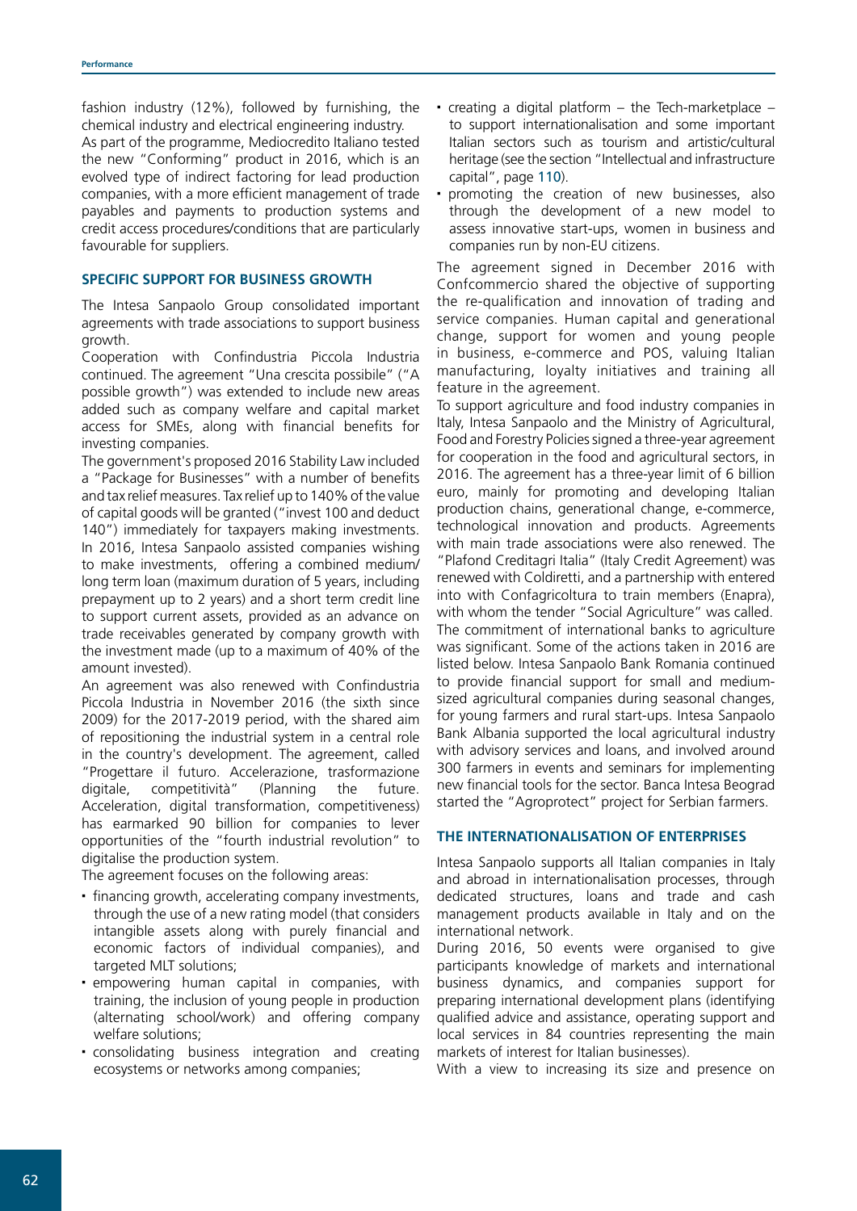fashion industry (12%), followed by furnishing, the chemical industry and electrical engineering industry.
As part of the programme, Mediocredito Italiano tested the new "Conforming" product in 2016, which is an evolved type of indirect factoring for lead production companies, with a more efficient management of trade payables and payments to production systems and credit access procedures/conditions that are particularly favourable for suppliers.

### SPECIFIC SUPPORT FOR BUSINESS GROWTH

The Intesa Sanpaolo Group consolidated important agreements with trade associations to support business growth.
Cooperation with Confindustria Piccola Industria continued. The agreement "Una crescita possibile" ("A possible growth") was extended to include new areas added such as company welfare and capital market access for SMEs, along with financial benefits for investing companies.
The government's proposed 2016 Stability Law included a "Package for Businesses" with a number of benefits and tax relief measures. Tax relief up to 140% of the value of capital goods will be granted ("invest 100 and deduct 140") immediately for taxpayers making investments. In 2016, Intesa Sanpaolo assisted companies wishing to make investments, offering a combined medium/long term loan (maximum duration of 5 years, including prepayment up to 2 years) and a short term credit line to support current assets, provided as an advance on trade receivables generated by company growth with the investment made (up to a maximum of 40% of the amount invested).
An agreement was also renewed with Confindustria Piccola Industria in November 2016 (the sixth since 2009) for the 2017-2019 period, with the shared aim of repositioning the industrial system in a central role in the country's development. The agreement, called "Progettare il futuro. Accelerazione, trasformazione digitale, competitività" (Planning the future. Acceleration, digital transformation, competitiveness) has earmarked 90 billion for companies to lever opportunities of the "fourth industrial revolution" to digitalise the production system.
The agreement focuses on the following areas:

- financing growth, accelerating company investments, through the use of a new rating model (that considers intangible assets along with purely financial and economic factors of individual companies), and targeted MLT solutions;
- empowering human capital in companies, with training, the inclusion of young people in production (alternating school/work) and offering company welfare solutions;
- consolidating business integration and creating ecosystems or networks among companies;
- creating a digital platform – the Tech-marketplace – to support internationalisation and some important Italian sectors such as tourism and artistic/cultural heritage (see the section "Intellectual and infrastructure capital", page 110).
- promoting the creation of new businesses, also through the development of a new model to assess innovative start-ups, women in business and companies run by non-EU citizens.

The agreement signed in December 2016 with Confcommercio shared the objective of supporting the re-qualification and innovation of trading and service companies. Human capital and generational change, support for women and young people in business, e-commerce and POS, valuing Italian manufacturing, loyalty initiatives and training all feature in the agreement.
To support agriculture and food industry companies in Italy, Intesa Sanpaolo and the Ministry of Agricultural, Food and Forestry Policies signed a three-year agreement for cooperation in the food and agricultural sectors, in 2016. The agreement has a three-year limit of 6 billion euro, mainly for promoting and developing Italian production chains, generational change, e-commerce, technological innovation and products. Agreements with main trade associations were also renewed. The "Plafond Creditagri Italia" (Italy Credit Agreement) was renewed with Coldiretti, and a partnership with entered into with Confagricoltura to train members (Enapra), with whom the tender "Social Agriculture" was called.
The commitment of international banks to agriculture was significant. Some of the actions taken in 2016 are listed below. Intesa Sanpaolo Bank Romania continued to provide financial support for small and medium-sized agricultural companies during seasonal changes, for young farmers and rural start-ups. Intesa Sanpaolo Bank Albania supported the local agricultural industry with advisory services and loans, and involved around 300 farmers in events and seminars for implementing new financial tools for the sector. Banca Intesa Beograd started the "Agroprotect" project for Serbian farmers.

### THE INTERNATIONALISATION OF ENTERPRISES

Intesa Sanpaolo supports all Italian companies in Italy and abroad in internationalisation processes, through dedicated structures, loans and trade and cash management products available in Italy and on the international network.
During 2016, 50 events were organised to give participants knowledge of markets and international business dynamics, and companies support for preparing international development plans (identifying qualified advice and assistance, operating support and local services in 84 countries representing the main markets of interest for Italian businesses).
With a view to increasing its size and presence on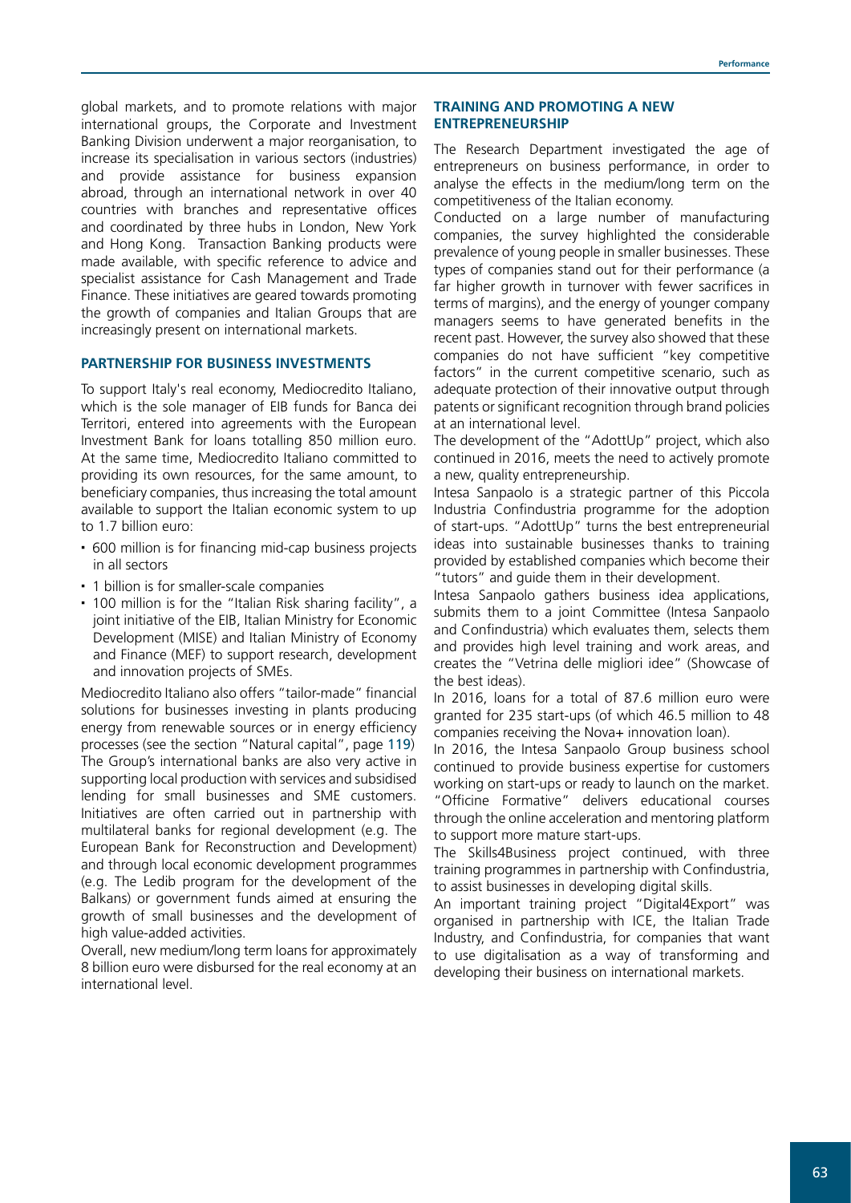global markets, and to promote relations with major international groups, the Corporate and Investment Banking Division underwent a major reorganisation, to increase its specialisation in various sectors (industries) and provide assistance for business expansion abroad, through an international network in over 40 countries with branches and representative offices and coordinated by three hubs in London, New York and Hong Kong. Transaction Banking products were made available, with specific reference to advice and specialist assistance for Cash Management and Trade Finance. These initiatives are geared towards promoting the growth of companies and Italian Groups that are increasingly present on international markets.

### PARTNERSHIP FOR BUSINESS INVESTMENTS

To support Italy's real economy, Mediocredito Italiano, which is the sole manager of EIB funds for Banca dei Territori, entered into agreements with the European Investment Bank for loans totalling 850 million euro. At the same time, Mediocredito Italiano committed to providing its own resources, for the same amount, to beneficiary companies, thus increasing the total amount available to support the Italian economic system to up to 1.7 billion euro:

- 600 million is for financing mid-cap business projects in all sectors
- 1 billion is for smaller-scale companies
- 100 million is for the "Italian Risk sharing facility", a joint initiative of the EIB, Italian Ministry for Economic Development (MISE) and Italian Ministry of Economy and Finance (MEF) to support research, development and innovation projects of SMEs.

Mediocredito Italiano also offers "tailor-made" financial solutions for businesses investing in plants producing energy from renewable sources or in energy efficiency processes (see the section "Natural capital", page 119)

The Group's international banks are also very active in supporting local production with services and subsidised lending for small businesses and SME customers. Initiatives are often carried out in partnership with multilateral banks for regional development (e.g. The European Bank for Reconstruction and Development) and through local economic development programmes (e.g. The Ledib program for the development of the Balkans) or government funds aimed at ensuring the growth of small businesses and the development of high value-added activities.

Overall, new medium/long term loans for approximately 8 billion euro were disbursed for the real economy at an international level.

### TRAINING AND PROMOTING A NEW ENTREPRENEURSHIP

The Research Department investigated the age of entrepreneurs on business performance, in order to analyse the effects in the medium/long term on the competitiveness of the Italian economy.

Conducted on a large number of manufacturing companies, the survey highlighted the considerable prevalence of young people in smaller businesses. These types of companies stand out for their performance (a far higher growth in turnover with fewer sacrifices in terms of margins), and the energy of younger company managers seems to have generated benefits in the recent past. However, the survey also showed that these companies do not have sufficient "key competitive factors" in the current competitive scenario, such as adequate protection of their innovative output through patents or significant recognition through brand policies at an international level.

The development of the "AdottUp" project, which also continued in 2016, meets the need to actively promote a new, quality entrepreneurship.

Intesa Sanpaolo is a strategic partner of this Piccola Industria Confindustria programme for the adoption of start-ups. "AdottUp" turns the best entrepreneurial ideas into sustainable businesses thanks to training provided by established companies which become their "tutors" and guide them in their development.

Intesa Sanpaolo gathers business idea applications, submits them to a joint Committee (Intesa Sanpaolo and Confindustria) which evaluates them, selects them and provides high level training and work areas, and creates the "Vetrina delle migliori idee" (Showcase of the best ideas).

In 2016, loans for a total of 87.6 million euro were granted for 235 start-ups (of which 46.5 million to 48 companies receiving the Nova+ innovation loan).

In 2016, the Intesa Sanpaolo Group business school continued to provide business expertise for customers working on start-ups or ready to launch on the market. "Officine Formative" delivers educational courses through the online acceleration and mentoring platform to support more mature start-ups.

The Skills4Business project continued, with three training programmes in partnership with Confindustria, to assist businesses in developing digital skills.

An important training project "Digital4Export" was organised in partnership with ICE, the Italian Trade Industry, and Confindustria, for companies that want to use digitalisation as a way of transforming and developing their business on international markets.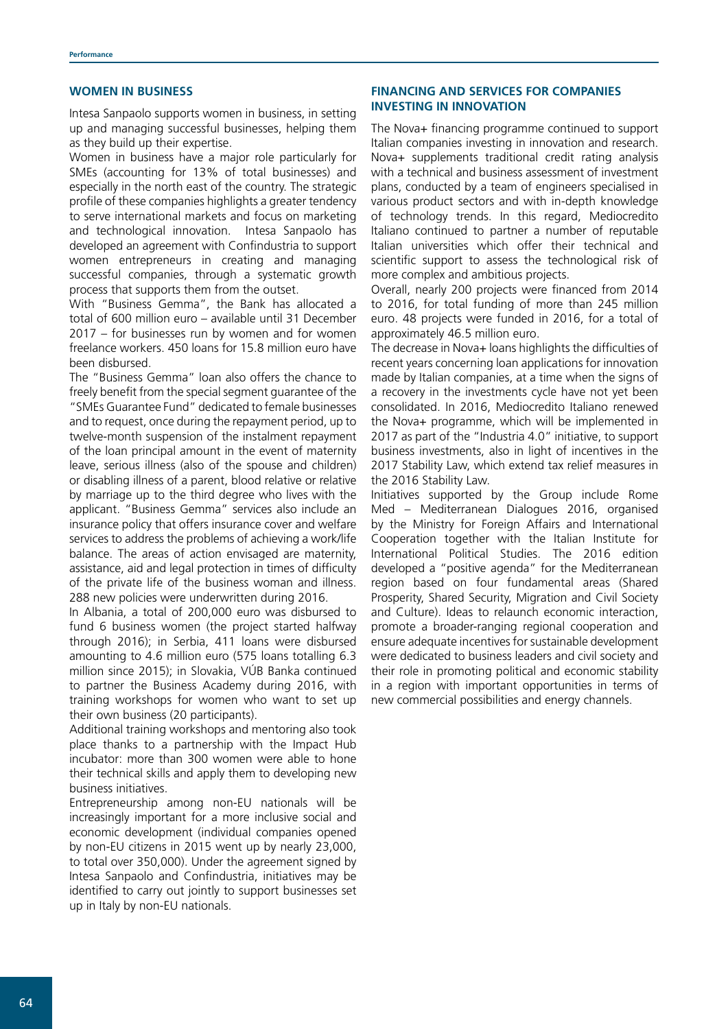## WOMEN IN BUSINESS

Intesa Sanpaolo supports women in business, in setting up and managing successful businesses, helping them as they build up their expertise.

Women in business have a major role particularly for SMEs (accounting for 13% of total businesses) and especially in the north east of the country. The strategic profile of these companies highlights a greater tendency to serve international markets and focus on marketing and technological innovation. Intesa Sanpaolo has developed an agreement with Confindustria to support women entrepreneurs in creating and managing successful companies, through a systematic growth process that supports them from the outset.

With "Business Gemma", the Bank has allocated a total of 600 million euro – available until 31 December 2017 – for businesses run by women and for women freelance workers. 450 loans for 15.8 million euro have been disbursed.

The "Business Gemma" loan also offers the chance to freely benefit from the special segment guarantee of the "SMEs Guarantee Fund" dedicated to female businesses and to request, once during the repayment period, up to twelve-month suspension of the instalment repayment of the loan principal amount in the event of maternity leave, serious illness (also of the spouse and children) or disabling illness of a parent, blood relative or relative by marriage up to the third degree who lives with the applicant. "Business Gemma" services also include an insurance policy that offers insurance cover and welfare services to address the problems of achieving a work/life balance. The areas of action envisaged are maternity, assistance, aid and legal protection in times of difficulty of the private life of the business woman and illness. 288 new policies were underwritten during 2016.

In Albania, a total of 200,000 euro was disbursed to fund 6 business women (the project started halfway through 2016); in Serbia, 411 loans were disbursed amounting to 4.6 million euro (575 loans totalling 6.3 million since 2015); in Slovakia, VÚB Banka continued to partner the Business Academy during 2016, with training workshops for women who want to set up their own business (20 participants).

Additional training workshops and mentoring also took place thanks to a partnership with the Impact Hub incubator: more than 300 women were able to hone their technical skills and apply them to developing new business initiatives.

Entrepreneurship among non-EU nationals will be increasingly important for a more inclusive social and economic development (individual companies opened by non-EU citizens in 2015 went up by nearly 23,000, to total over 350,000). Under the agreement signed by Intesa Sanpaolo and Confindustria, initiatives may be identified to carry out jointly to support businesses set up in Italy by non-EU nationals.

## FINANCING AND SERVICES FOR COMPANIES INVESTING IN INNOVATION

The Nova+ financing programme continued to support Italian companies investing in innovation and research. Nova+ supplements traditional credit rating analysis with a technical and business assessment of investment plans, conducted by a team of engineers specialised in various product sectors and with in-depth knowledge of technology trends. In this regard, Mediocredito Italiano continued to partner a number of reputable Italian universities which offer their technical and scientific support to assess the technological risk of more complex and ambitious projects.

Overall, nearly 200 projects were financed from 2014 to 2016, for total funding of more than 245 million euro. 48 projects were funded in 2016, for a total of approximately 46.5 million euro.

The decrease in Nova+ loans highlights the difficulties of recent years concerning loan applications for innovation made by Italian companies, at a time when the signs of a recovery in the investments cycle have not yet been consolidated. In 2016, Mediocredito Italiano renewed the Nova+ programme, which will be implemented in 2017 as part of the "Industria 4.0" initiative, to support business investments, also in light of incentives in the 2017 Stability Law, which extend tax relief measures in the 2016 Stability Law.

Initiatives supported by the Group include Rome Med – Mediterranean Dialogues 2016, organised by the Ministry for Foreign Affairs and International Cooperation together with the Italian Institute for International Political Studies. The 2016 edition developed a "positive agenda" for the Mediterranean region based on four fundamental areas (Shared Prosperity, Shared Security, Migration and Civil Society and Culture). Ideas to relaunch economic interaction, promote a broader-ranging regional cooperation and ensure adequate incentives for sustainable development were dedicated to business leaders and civil society and their role in promoting political and economic stability in a region with important opportunities in terms of new commercial possibilities and energy channels.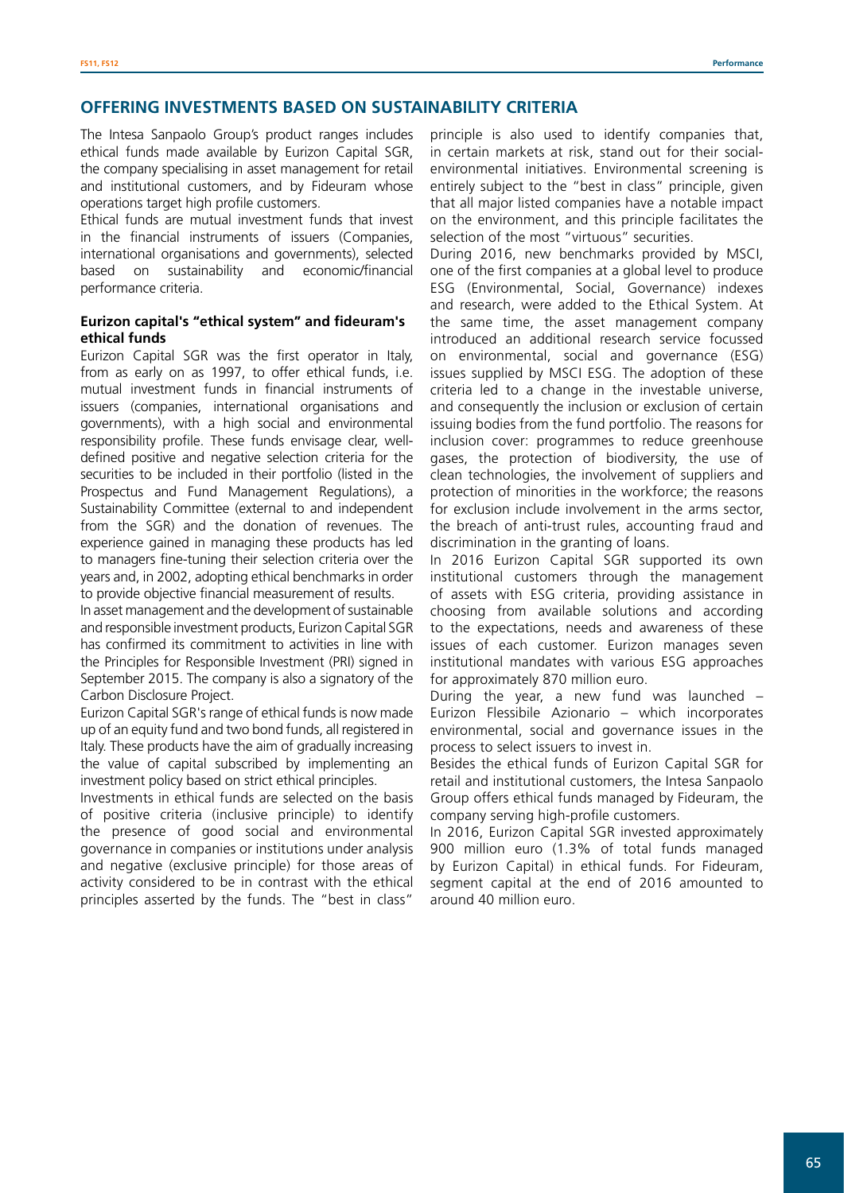## OFFERING INVESTMENTS BASED ON SUSTAINABILITY CRITERIA

The Intesa Sanpaolo Group's product ranges includes ethical funds made available by Eurizon Capital SGR, the company specialising in asset management for retail and institutional customers, and by Fideuram whose operations target high profile customers.

Ethical funds are mutual investment funds that invest in the financial instruments of issuers (Companies, international organisations and governments), selected based on sustainability and economic/financial performance criteria.

### Eurizon capital's "ethical system" and fideuram's ethical funds

Eurizon Capital SGR was the first operator in Italy, from as early on as 1997, to offer ethical funds, i.e. mutual investment funds in financial instruments of issuers (companies, international organisations and governments), with a high social and environmental responsibility profile. These funds envisage clear, well-defined positive and negative selection criteria for the securities to be included in their portfolio (listed in the Prospectus and Fund Management Regulations), a Sustainability Committee (external to and independent from the SGR) and the donation of revenues. The experience gained in managing these products has led to managers fine-tuning their selection criteria over the years and, in 2002, adopting ethical benchmarks in order to provide objective financial measurement of results.

In asset management and the development of sustainable and responsible investment products, Eurizon Capital SGR has confirmed its commitment to activities in line with the Principles for Responsible Investment (PRI) signed in September 2015. The company is also a signatory of the Carbon Disclosure Project.

Eurizon Capital SGR's range of ethical funds is now made up of an equity fund and two bond funds, all registered in Italy. These products have the aim of gradually increasing the value of capital subscribed by implementing an investment policy based on strict ethical principles.

Investments in ethical funds are selected on the basis of positive criteria (inclusive principle) to identify the presence of good social and environmental governance in companies or institutions under analysis and negative (exclusive principle) for those areas of activity considered to be in contrast with the ethical principles asserted by the funds. The "best in class" principle is also used to identify companies that, in certain markets at risk, stand out for their social-environmental initiatives. Environmental screening is entirely subject to the "best in class" principle, given that all major listed companies have a notable impact on the environment, and this principle facilitates the selection of the most "virtuous" securities.

During 2016, new benchmarks provided by MSCI, one of the first companies at a global level to produce ESG (Environmental, Social, Governance) indexes and research, were added to the Ethical System. At the same time, the asset management company introduced an additional research service focussed on environmental, social and governance (ESG) issues supplied by MSCI ESG. The adoption of these criteria led to a change in the investable universe, and consequently the inclusion or exclusion of certain issuing bodies from the fund portfolio. The reasons for inclusion cover: programmes to reduce greenhouse gases, the protection of biodiversity, the use of clean technologies, the involvement of suppliers and protection of minorities in the workforce; the reasons for exclusion include involvement in the arms sector, the breach of anti-trust rules, accounting fraud and discrimination in the granting of loans.

In 2016 Eurizon Capital SGR supported its own institutional customers through the management of assets with ESG criteria, providing assistance in choosing from available solutions and according to the expectations, needs and awareness of these issues of each customer. Eurizon manages seven institutional mandates with various ESG approaches for approximately 870 million euro.

During the year, a new fund was launched – Eurizon Flessibile Azionario – which incorporates environmental, social and governance issues in the process to select issuers to invest in.

Besides the ethical funds of Eurizon Capital SGR for retail and institutional customers, the Intesa Sanpaolo Group offers ethical funds managed by Fideuram, the company serving high-profile customers.

In 2016, Eurizon Capital SGR invested approximately 900 million euro (1.3% of total funds managed by Eurizon Capital) in ethical funds. For Fideuram, segment capital at the end of 2016 amounted to around 40 million euro.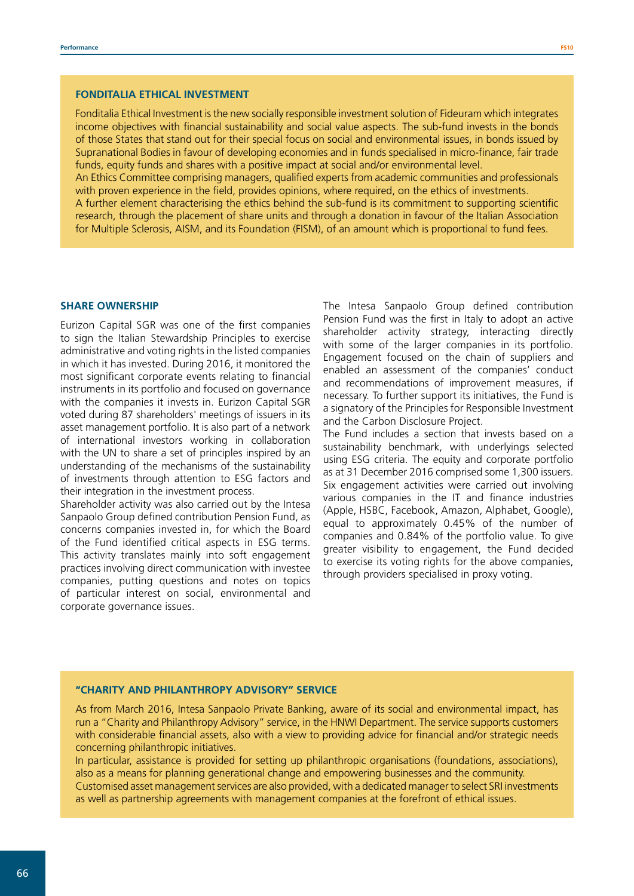### FONDITALIA ETHICAL INVESTMENT

Fonditalia Ethical Investment is the new socially responsible investment solution of Fideuram which integrates income objectives with financial sustainability and social value aspects. The sub-fund invests in the bonds of those States that stand out for their special focus on social and environmental issues, in bonds issued by Supranational Bodies in favour of developing economies and in funds specialised in micro-finance, fair trade funds, equity funds and shares with a positive impact at social and/or environmental level.

An Ethics Committee comprising managers, qualified experts from academic communities and professionals with proven experience in the field, provides opinions, where required, on the ethics of investments.

A further element characterising the ethics behind the sub-fund is its commitment to supporting scientific research, through the placement of share units and through a donation in favour of the Italian Association for Multiple Sclerosis, AISM, and its Foundation (FISM), of an amount which is proportional to fund fees.

### SHARE OWNERSHIP

Eurizon Capital SGR was one of the first companies to sign the Italian Stewardship Principles to exercise administrative and voting rights in the listed companies in which it has invested. During 2016, it monitored the most significant corporate events relating to financial instruments in its portfolio and focused on governance with the companies it invests in. Eurizon Capital SGR voted during 87 shareholders' meetings of issuers in its asset management portfolio. It is also part of a network of international investors working in collaboration with the UN to share a set of principles inspired by an understanding of the mechanisms of the sustainability of investments through attention to ESG factors and their integration in the investment process.

Shareholder activity was also carried out by the Intesa Sanpaolo Group defined contribution Pension Fund, as concerns companies invested in, for which the Board of the Fund identified critical aspects in ESG terms. This activity translates mainly into soft engagement practices involving direct communication with investee companies, putting questions and notes on topics of particular interest on social, environmental and corporate governance issues.

The Intesa Sanpaolo Group defined contribution Pension Fund was the first in Italy to adopt an active shareholder activity strategy, interacting directly with some of the larger companies in its portfolio. Engagement focused on the chain of suppliers and enabled an assessment of the companies' conduct and recommendations of improvement measures, if necessary. To further support its initiatives, the Fund is a signatory of the Principles for Responsible Investment and the Carbon Disclosure Project.

The Fund includes a section that invests based on a sustainability benchmark, with underlyings selected using ESG criteria. The equity and corporate portfolio as at 31 December 2016 comprised some 1,300 issuers. Six engagement activities were carried out involving various companies in the IT and finance industries (Apple, HSBC, Facebook, Amazon, Alphabet, Google), equal to approximately 0.45% of the number of companies and 0.84% of the portfolio value. To give greater visibility to engagement, the Fund decided to exercise its voting rights for the above companies, through providers specialised in proxy voting.

### "CHARITY AND PHILANTHROPY ADVISORY" SERVICE

As from March 2016, Intesa Sanpaolo Private Banking, aware of its social and environmental impact, has run a "Charity and Philanthropy Advisory" service, in the HNWI Department. The service supports customers with considerable financial assets, also with a view to providing advice for financial and/or strategic needs concerning philanthropic initiatives.

In particular, assistance is provided for setting up philanthropic organisations (foundations, associations), also as a means for planning generational change and empowering businesses and the community.

Customised asset management services are also provided, with a dedicated manager to select SRI investments as well as partnership agreements with management companies at the forefront of ethical issues.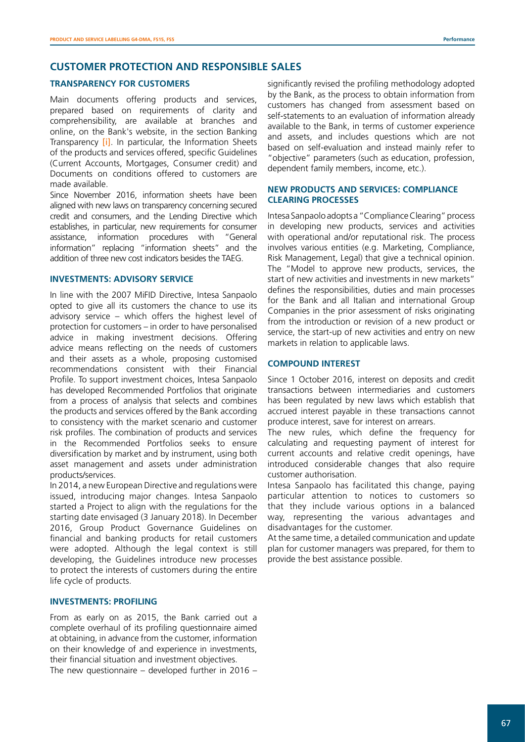## CUSTOMER PROTECTION AND RESPONSIBLE SALES

### TRANSPARENCY FOR CUSTOMERS

Main documents offering products and services, prepared based on requirements of clarity and comprehensibility, are available at branches and online, on the Bank's website, in the section Banking Transparency [i]. In particular, the Information Sheets of the products and services offered, specific Guidelines (Current Accounts, Mortgages, Consumer credit) and Documents on conditions offered to customers are made available.

Since November 2016, information sheets have been aligned with new laws on transparency concerning secured credit and consumers, and the Lending Directive which establishes, in particular, new requirements for consumer assistance, information procedures with "General information" replacing "information sheets" and the addition of three new cost indicators besides the TAEG.

### INVESTMENTS: ADVISORY SERVICE

In line with the 2007 MiFID Directive, Intesa Sanpaolo opted to give all its customers the chance to use its advisory service – which offers the highest level of protection for customers – in order to have personalised advice in making investment decisions. Offering advice means reflecting on the needs of customers and their assets as a whole, proposing customised recommendations consistent with their Financial Profile. To support investment choices, Intesa Sanpaolo has developed Recommended Portfolios that originate from a process of analysis that selects and combines the products and services offered by the Bank according to consistency with the market scenario and customer risk profiles. The combination of products and services in the Recommended Portfolios seeks to ensure diversification by market and by instrument, using both asset management and assets under administration products/services.

In 2014, a new European Directive and regulations were issued, introducing major changes. Intesa Sanpaolo started a Project to align with the regulations for the starting date envisaged (3 January 2018). In December 2016, Group Product Governance Guidelines on financial and banking products for retail customers were adopted. Although the legal context is still developing, the Guidelines introduce new processes to protect the interests of customers during the entire life cycle of products.

### INVESTMENTS: PROFILING

From as early on as 2015, the Bank carried out a complete overhaul of its profiling questionnaire aimed at obtaining, in advance from the customer, information on their knowledge of and experience in investments, their financial situation and investment objectives.

The new questionnaire – developed further in 2016 – significantly revised the profiling methodology adopted by the Bank, as the process to obtain information from customers has changed from assessment based on self-statements to an evaluation of information already available to the Bank, in terms of customer experience and assets, and includes questions which are not based on self-evaluation and instead mainly refer to "objective" parameters (such as education, profession, dependent family members, income, etc.).

### NEW PRODUCTS AND SERVICES: COMPLIANCE CLEARING PROCESSES

Intesa Sanpaolo adopts a "Compliance Clearing" process in developing new products, services and activities with operational and/or reputational risk. The process involves various entities (e.g. Marketing, Compliance, Risk Management, Legal) that give a technical opinion. The "Model to approve new products, services, the start of new activities and investments in new markets" defines the responsibilities, duties and main processes for the Bank and all Italian and international Group Companies in the prior assessment of risks originating from the introduction or revision of a new product or service, the start-up of new activities and entry on new markets in relation to applicable laws.

### COMPOUND INTEREST

Since 1 October 2016, interest on deposits and credit transactions between intermediaries and customers has been regulated by new laws which establish that accrued interest payable in these transactions cannot produce interest, save for interest on arrears.

The new rules, which define the frequency for calculating and requesting payment of interest for current accounts and relative credit openings, have introduced considerable changes that also require customer authorisation.

Intesa Sanpaolo has facilitated this change, paying particular attention to notices to customers so that they include various options in a balanced way, representing the various advantages and disadvantages for the customer.

At the same time, a detailed communication and update plan for customer managers was prepared, for them to provide the best assistance possible.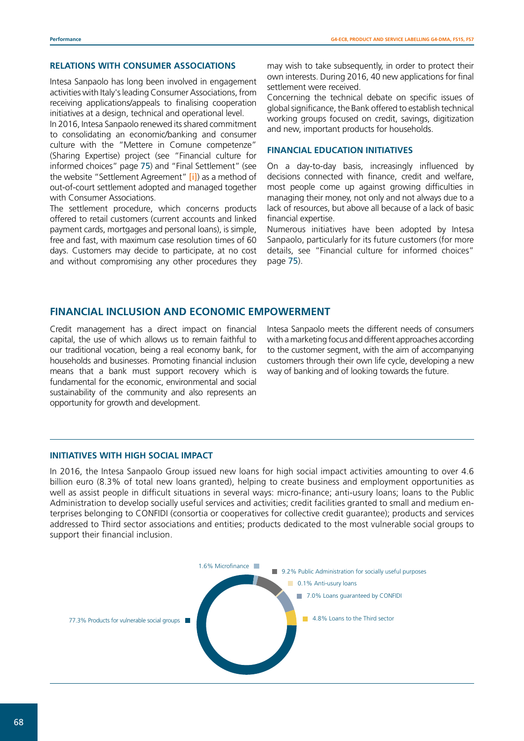### RELATIONS WITH CONSUMER ASSOCIATIONS

Intesa Sanpaolo has long been involved in engagement activities with Italy's leading Consumer Associations, from receiving applications/appeals to finalising cooperation initiatives at a design, technical and operational level.

In 2016, Intesa Sanpaolo renewed its shared commitment to consolidating an economic/banking and consumer culture with the "Mettere in Comune competenze" (Sharing Expertise) project (see "Financial culture for informed choices" page 75) and "Final Settlement" (see the website "Settlement Agreement" [i]) as a method of out-of-court settlement adopted and managed together with Consumer Associations.

The settlement procedure, which concerns products offered to retail customers (current accounts and linked payment cards, mortgages and personal loans), is simple, free and fast, with maximum case resolution times of 60 days. Customers may decide to participate, at no cost and without compromising any other procedures they may wish to take subsequently, in order to protect their own interests. During 2016, 40 new applications for final settlement were received.

Concerning the technical debate on specific issues of global significance, the Bank offered to establish technical working groups focused on credit, savings, digitization and new, important products for households.

### FINANCIAL EDUCATION INITIATIVES

On a day-to-day basis, increasingly influenced by decisions connected with finance, credit and welfare, most people come up against growing difficulties in managing their money, not only and not always due to a lack of resources, but above all because of a lack of basic financial expertise.

Numerous initiatives have been adopted by Intesa Sanpaolo, particularly for its future customers (for more details, see "Financial culture for informed choices" page 75).

## FINANCIAL INCLUSION AND ECONOMIC EMPOWERMENT

Credit management has a direct impact on financial capital, the use of which allows us to remain faithful to our traditional vocation, being a real economy bank, for households and businesses. Promoting financial inclusion means that a bank must support recovery which is fundamental for the economic, environmental and social sustainability of the community and also represents an opportunity for growth and development.

Intesa Sanpaolo meets the different needs of consumers with a marketing focus and different approaches according to the customer segment, with the aim of accompanying customers through their own life cycle, developing a new way of banking and of looking towards the future.

### INITIATIVES WITH HIGH SOCIAL IMPACT

In 2016, the Intesa Sanpaolo Group issued new loans for high social impact activities amounting to over 4.6 billion euro (8.3% of total new loans granted), helping to create business and employment opportunities as well as assist people in difficult situations in several ways: micro-finance; anti-usury loans; loans to the Public Administration to develop socially useful services and activities; credit facilities granted to small and medium enterprises belonging to CONFIDI (consortia or cooperatives for collective credit guarantee); products and services addressed to Third sector associations and entities; products dedicated to the most vulnerable social groups to support their financial inclusion.

- 1.6% Microfinance
- 9.2% Public Administration for socially useful purposes
- 0.1% Anti-usury loans
- 7.0% Loans guaranteed by CONFIDI
- 4.8% Loans to the Third sector
- 77.3% Products for vulnerable social groups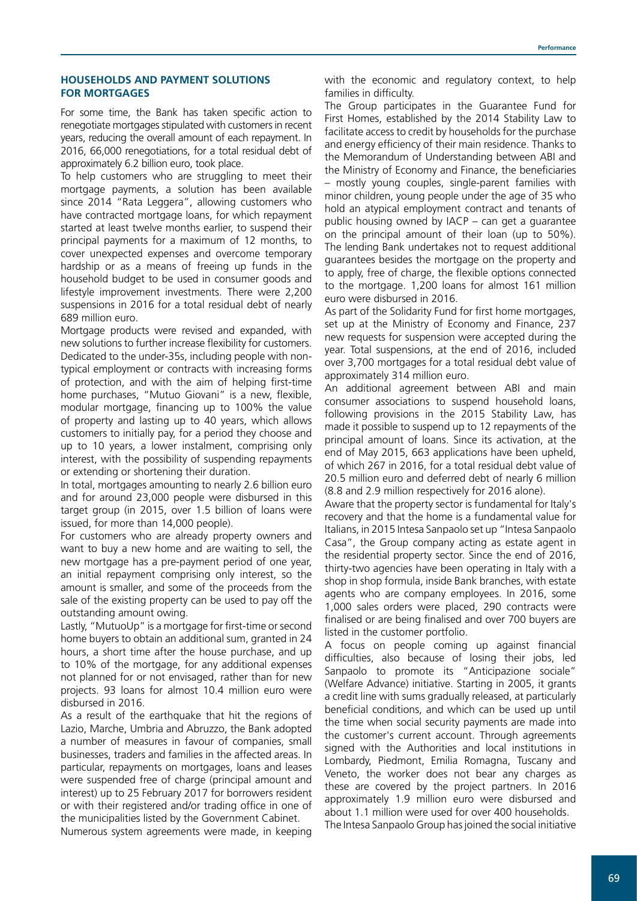## HOUSEHOLDS AND PAYMENT SOLUTIONS FOR MORTGAGES

For some time, the Bank has taken specific action to renegotiate mortgages stipulated with customers in recent years, reducing the overall amount of each repayment. In 2016, 66,000 renegotiations, for a total residual debt of approximately 6.2 billion euro, took place.

To help customers who are struggling to meet their mortgage payments, a solution has been available since 2014 "Rata Leggera", allowing customers who have contracted mortgage loans, for which repayment started at least twelve months earlier, to suspend their principal payments for a maximum of 12 months, to cover unexpected expenses and overcome temporary hardship or as a means of freeing up funds in the household budget to be used in consumer goods and lifestyle improvement investments. There were 2,200 suspensions in 2016 for a total residual debt of nearly 689 million euro.

Mortgage products were revised and expanded, with new solutions to further increase flexibility for customers. Dedicated to the under-35s, including people with non-typical employment or contracts with increasing forms of protection, and with the aim of helping first-time home purchases, "Mutuo Giovani" is a new, flexible, modular mortgage, financing up to 100% the value of property and lasting up to 40 years, which allows customers to initially pay, for a period they choose and up to 10 years, a lower instalment, comprising only interest, with the possibility of suspending repayments or extending or shortening their duration.

In total, mortgages amounting to nearly 2.6 billion euro and for around 23,000 people were disbursed in this target group (in 2015, over 1.5 billion of loans were issued, for more than 14,000 people).

For customers who are already property owners and want to buy a new home and are waiting to sell, the new mortgage has a pre-payment period of one year, an initial repayment comprising only interest, so the amount is smaller, and some of the proceeds from the sale of the existing property can be used to pay off the outstanding amount owing.

Lastly, "MutuoUp" is a mortgage for first-time or second home buyers to obtain an additional sum, granted in 24 hours, a short time after the house purchase, and up to 10% of the mortgage, for any additional expenses not planned for or not envisaged, rather than for new projects. 93 loans for almost 10.4 million euro were disbursed in 2016.

As a result of the earthquake that hit the regions of Lazio, Marche, Umbria and Abruzzo, the Bank adopted a number of measures in favour of companies, small businesses, traders and families in the affected areas. In particular, repayments on mortgages, loans and leases were suspended free of charge (principal amount and interest) up to 25 February 2017 for borrowers resident or with their registered and/or trading office in one of the municipalities listed by the Government Cabinet.

Numerous system agreements were made, in keeping with the economic and regulatory context, to help families in difficulty.

The Group participates in the Guarantee Fund for First Homes, established by the 2014 Stability Law to facilitate access to credit by households for the purchase and energy efficiency of their main residence. Thanks to the Memorandum of Understanding between ABI and the Ministry of Economy and Finance, the beneficiaries – mostly young couples, single-parent families with minor children, young people under the age of 35 who hold an atypical employment contract and tenants of public housing owned by IACP – can get a guarantee on the principal amount of their loan (up to 50%). The lending Bank undertakes not to request additional guarantees besides the mortgage on the property and to apply, free of charge, the flexible options connected to the mortgage. 1,200 loans for almost 161 million euro were disbursed in 2016.

As part of the Solidarity Fund for first home mortgages, set up at the Ministry of Economy and Finance, 237 new requests for suspension were accepted during the year. Total suspensions, at the end of 2016, included over 3,700 mortgages for a total residual debt value of approximately 314 million euro.

An additional agreement between ABI and main consumer associations to suspend household loans, following provisions in the 2015 Stability Law, has made it possible to suspend up to 12 repayments of the principal amount of loans. Since its activation, at the end of May 2015, 663 applications have been upheld, of which 267 in 2016, for a total residual debt value of 20.5 million euro and deferred debt of nearly 6 million (8.8 and 2.9 million respectively for 2016 alone).

Aware that the property sector is fundamental for Italy's recovery and that the home is a fundamental value for Italians, in 2015 Intesa Sanpaolo set up "Intesa Sanpaolo Casa", the Group company acting as estate agent in the residential property sector. Since the end of 2016, thirty-two agencies have been operating in Italy with a shop in shop formula, inside Bank branches, with estate agents who are company employees. In 2016, some 1,000 sales orders were placed, 290 contracts were finalised or are being finalised and over 700 buyers are listed in the customer portfolio.

A focus on people coming up against financial difficulties, also because of losing their jobs, led Sanpaolo to promote its "Anticipazione sociale" (Welfare Advance) initiative. Starting in 2005, it grants a credit line with sums gradually released, at particularly beneficial conditions, and which can be used up until the time when social security payments are made into the customer's current account. Through agreements signed with the Authorities and local institutions in Lombardy, Piedmont, Emilia Romagna, Tuscany and Veneto, the worker does not bear any charges as these are covered by the project partners. In 2016 approximately 1.9 million euro were disbursed and about 1.1 million were used for over 400 households.

The Intesa Sanpaolo Group has joined the social initiative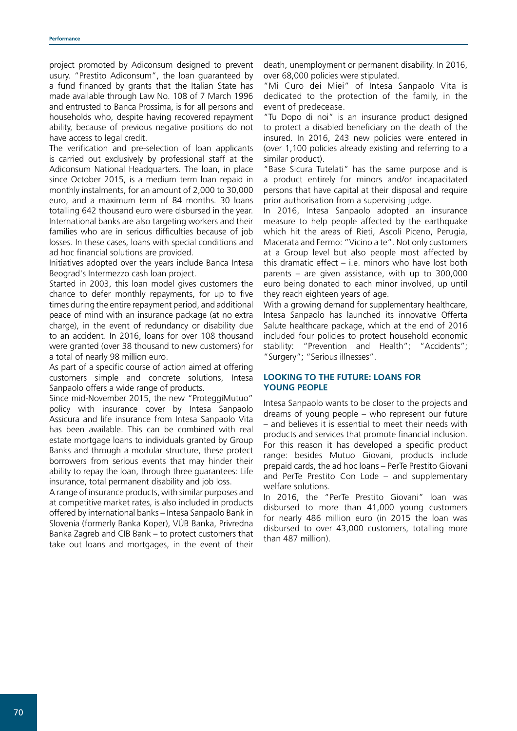project promoted by Adiconsum designed to prevent usury. "Prestito Adiconsum", the loan guaranteed by a fund financed by grants that the Italian State has made available through Law No. 108 of 7 March 1996 and entrusted to Banca Prossima, is for all persons and households who, despite having recovered repayment ability, because of previous negative positions do not have access to legal credit.

The verification and pre-selection of loan applicants is carried out exclusively by professional staff at the Adiconsum National Headquarters. The loan, in place since October 2015, is a medium term loan repaid in monthly instalments, for an amount of 2,000 to 30,000 euro, and a maximum term of 84 months. 30 loans totalling 642 thousand euro were disbursed in the year.

International banks are also targeting workers and their families who are in serious difficulties because of job losses. In these cases, loans with special conditions and ad hoc financial solutions are provided.

Initiatives adopted over the years include Banca Intesa Beograd's Intermezzo cash loan project.

Started in 2003, this loan model gives customers the chance to defer monthly repayments, for up to five times during the entire repayment period, and additional peace of mind with an insurance package (at no extra charge), in the event of redundancy or disability due to an accident. In 2016, loans for over 108 thousand were granted (over 38 thousand to new customers) for a total of nearly 98 million euro.

As part of a specific course of action aimed at offering customers simple and concrete solutions, Intesa Sanpaolo offers a wide range of products.

Since mid-November 2015, the new "ProteggiMutuo" policy with insurance cover by Intesa Sanpaolo Assicura and life insurance from Intesa Sanpaolo Vita has been available. This can be combined with real estate mortgage loans to individuals granted by Group Banks and through a modular structure, these protect borrowers from serious events that may hinder their ability to repay the loan, through three guarantees: Life insurance, total permanent disability and job loss.

A range of insurance products, with similar purposes and at competitive market rates, is also included in products offered by international banks – Intesa Sanpaolo Bank in Slovenia (formerly Banka Koper), VÚB Banka, Privredna Banka Zagreb and CIB Bank – to protect customers that take out loans and mortgages, in the event of their death, unemployment or permanent disability. In 2016, over 68,000 policies were stipulated.

"Mi Curo dei Miei" of Intesa Sanpaolo Vita is dedicated to the protection of the family, in the event of predecease.

"Tu Dopo di noi" is an insurance product designed to protect a disabled beneficiary on the death of the insured. In 2016, 243 new policies were entered in (over 1,100 policies already existing and referring to a similar product).

"Base Sicura Tutelati" has the same purpose and is a product entirely for minors and/or incapacitated persons that have capital at their disposal and require prior authorisation from a supervising judge.

In 2016, Intesa Sanpaolo adopted an insurance measure to help people affected by the earthquake which hit the areas of Rieti, Ascoli Piceno, Perugia, Macerata and Fermo: "Vicino a te". Not only customers at a Group level but also people most affected by this dramatic effect – i.e. minors who have lost both parents – are given assistance, with up to 300,000 euro being donated to each minor involved, up until they reach eighteen years of age.

With a growing demand for supplementary healthcare, Intesa Sanpaolo has launched its innovative Offerta Salute healthcare package, which at the end of 2016 included four policies to protect household economic stability: "Prevention and Health"; "Accidents"; "Surgery"; "Serious illnesses".

## LOOKING TO THE FUTURE: LOANS FOR YOUNG PEOPLE

Intesa Sanpaolo wants to be closer to the projects and dreams of young people – who represent our future – and believes it is essential to meet their needs with products and services that promote financial inclusion. For this reason it has developed a specific product range: besides Mutuo Giovani, products include prepaid cards, the ad hoc loans – PerTe Prestito Giovani and PerTe Prestito Con Lode – and supplementary welfare solutions.

In 2016, the "PerTe Prestito Giovani" loan was disbursed to more than 41,000 young customers for nearly 486 million euro (in 2015 the loan was disbursed to over 43,000 customers, totalling more than 487 million).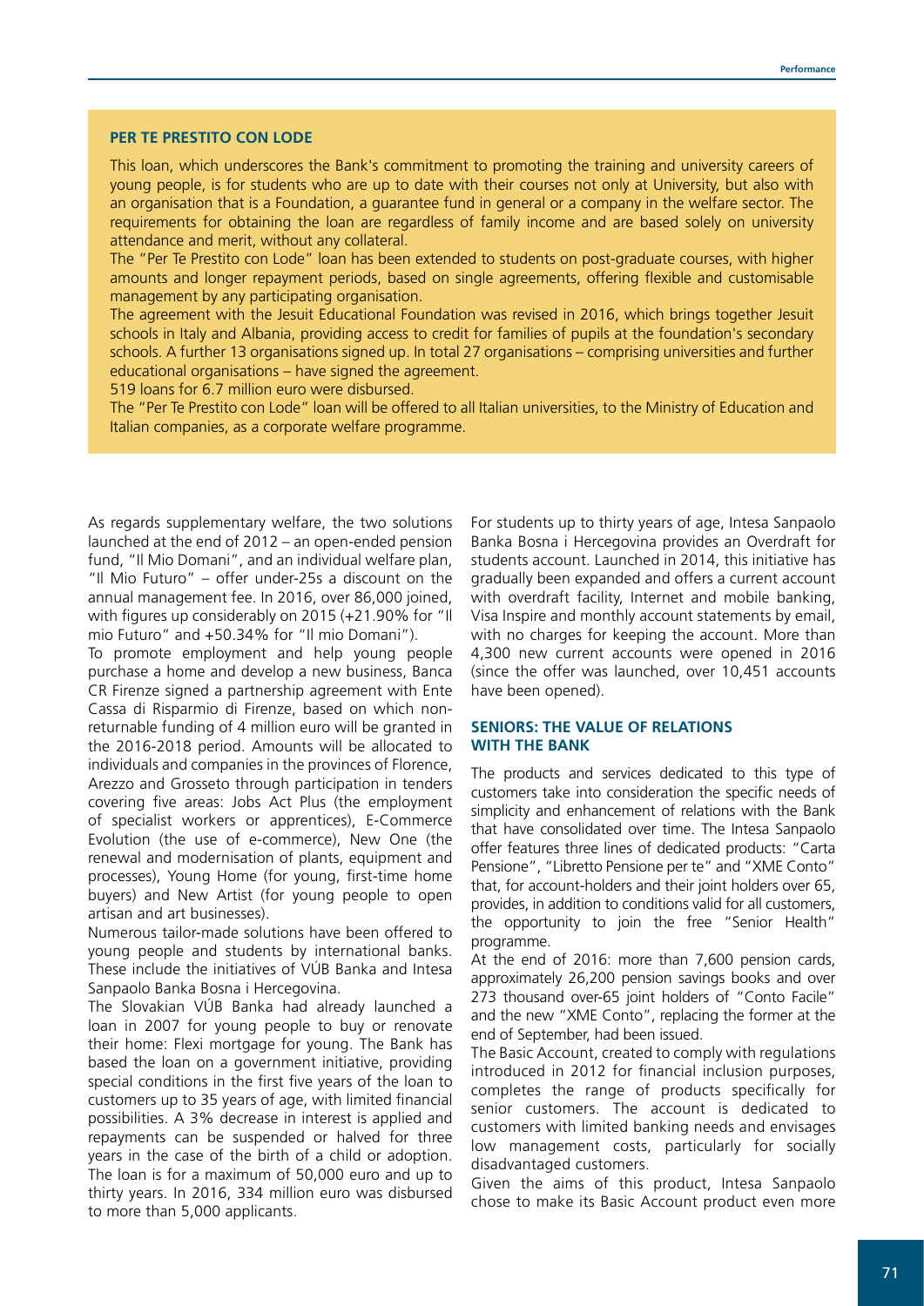### PER TE PRESTITO CON LODE

This loan, which underscores the Bank's commitment to promoting the training and university careers of young people, is for students who are up to date with their courses not only at University, but also with an organisation that is a Foundation, a guarantee fund in general or a company in the welfare sector. The requirements for obtaining the loan are regardless of family income and are based solely on university attendance and merit, without any collateral.

The "Per Te Prestito con Lode" loan has been extended to students on post-graduate courses, with higher amounts and longer repayment periods, based on single agreements, offering flexible and customisable management by any participating organisation.

The agreement with the Jesuit Educational Foundation was revised in 2016, which brings together Jesuit schools in Italy and Albania, providing access to credit for families of pupils at the foundation's secondary schools. A further 13 organisations signed up. In total 27 organisations – comprising universities and further educational organisations – have signed the agreement.

519 loans for 6.7 million euro were disbursed.

The "Per Te Prestito con Lode" loan will be offered to all Italian universities, to the Ministry of Education and Italian companies, as a corporate welfare programme.

As regards supplementary welfare, the two solutions launched at the end of 2012 – an open-ended pension fund, "Il Mio Domani", and an individual welfare plan, "Il Mio Futuro" – offer under-25s a discount on the annual management fee. In 2016, over 86,000 joined, with figures up considerably on 2015 (+21.90% for "Il mio Futuro" and +50.34% for "Il mio Domani").

To promote employment and help young people purchase a home and develop a new business, Banca CR Firenze signed a partnership agreement with Ente Cassa di Risparmio di Firenze, based on which non-returnable funding of 4 million euro will be granted in the 2016-2018 period. Amounts will be allocated to individuals and companies in the provinces of Florence, Arezzo and Grosseto through participation in tenders covering five areas: Jobs Act Plus (the employment of specialist workers or apprentices), E-Commerce Evolution (the use of e-commerce), New One (the renewal and modernisation of plants, equipment and processes), Young Home (for young, first-time home buyers) and New Artist (for young people to open artisan and art businesses).

Numerous tailor-made solutions have been offered to young people and students by international banks. These include the initiatives of VÚB Banka and Intesa Sanpaolo Banka Bosna i Hercegovina.

The Slovakian VÚB Banka had already launched a loan in 2007 for young people to buy or renovate their home: Flexi mortgage for young. The Bank has based the loan on a government initiative, providing special conditions in the first five years of the loan to customers up to 35 years of age, with limited financial possibilities. A 3% decrease in interest is applied and repayments can be suspended or halved for three years in the case of the birth of a child or adoption. The loan is for a maximum of 50,000 euro and up to thirty years. In 2016, 334 million euro was disbursed to more than 5,000 applicants.

For students up to thirty years of age, Intesa Sanpaolo Banka Bosna i Hercegovina provides an Overdraft for students account. Launched in 2014, this initiative has gradually been expanded and offers a current account with overdraft facility, Internet and mobile banking, Visa Inspire and monthly account statements by email, with no charges for keeping the account. More than 4,300 new current accounts were opened in 2016 (since the offer was launched, over 10,451 accounts have been opened).

### SENIORS: THE VALUE OF RELATIONS WITH THE BANK

The products and services dedicated to this type of customers take into consideration the specific needs of simplicity and enhancement of relations with the Bank that have consolidated over time. The Intesa Sanpaolo offer features three lines of dedicated products: "Carta Pensione", "Libretto Pensione per te" and "XME Conto" that, for account-holders and their joint holders over 65, provides, in addition to conditions valid for all customers, the opportunity to join the free "Senior Health" programme.

At the end of 2016: more than 7,600 pension cards, approximately 26,200 pension savings books and over 273 thousand over-65 joint holders of "Conto Facile" and the new "XME Conto", replacing the former at the end of September, had been issued.

The Basic Account, created to comply with regulations introduced in 2012 for financial inclusion purposes, completes the range of products specifically for senior customers. The account is dedicated to customers with limited banking needs and envisages low management costs, particularly for socially disadvantaged customers.

Given the aims of this product, Intesa Sanpaolo chose to make its Basic Account product even more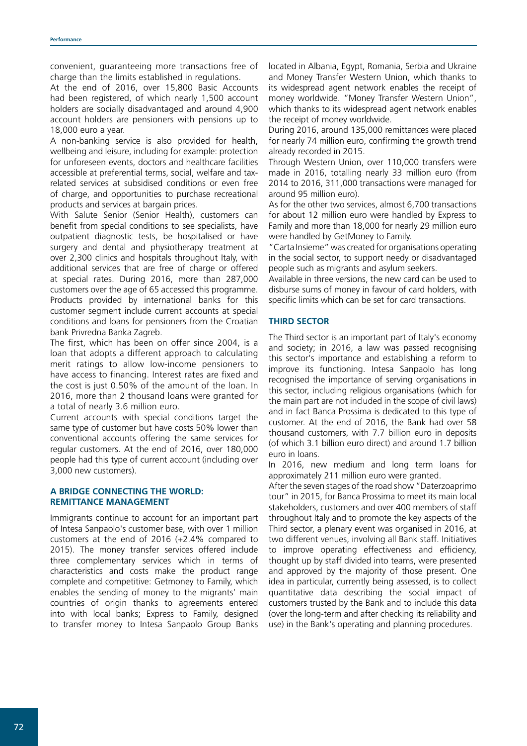convenient, guaranteeing more transactions free of charge than the limits established in regulations.

At the end of 2016, over 15,800 Basic Accounts had been registered, of which nearly 1,500 account holders are socially disadvantaged and around 4,900 account holders are pensioners with pensions up to 18,000 euro a year.

A non-banking service is also provided for health, wellbeing and leisure, including for example: protection for unforeseen events, doctors and healthcare facilities accessible at preferential terms, social, welfare and tax-related services at subsidised conditions or even free of charge, and opportunities to purchase recreational products and services at bargain prices.

With Salute Senior (Senior Health), customers can benefit from special conditions to see specialists, have outpatient diagnostic tests, be hospitalised or have surgery and dental and physiotherapy treatment at over 2,300 clinics and hospitals throughout Italy, with additional services that are free of charge or offered at special rates. During 2016, more than 287,000 customers over the age of 65 accessed this programme. Products provided by international banks for this customer segment include current accounts at special conditions and loans for pensioners from the Croatian bank Privredna Banka Zagreb.

The first, which has been on offer since 2004, is a loan that adopts a different approach to calculating merit ratings to allow low-income pensioners to have access to financing. Interest rates are fixed and the cost is just 0.50% of the amount of the loan. In 2016, more than 2 thousand loans were granted for a total of nearly 3.6 million euro.

Current accounts with special conditions target the same type of customer but have costs 50% lower than conventional accounts offering the same services for regular customers. At the end of 2016, over 180,000 people had this type of current account (including over 3,000 new customers).

### A BRIDGE CONNECTING THE WORLD: REMITTANCE MANAGEMENT

Immigrants continue to account for an important part of Intesa Sanpaolo's customer base, with over 1 million customers at the end of 2016 (+2.4% compared to 2015). The money transfer services offered include three complementary services which in terms of characteristics and costs make the product range complete and competitive: Getmoney to Family, which enables the sending of money to the migrants' main countries of origin thanks to agreements entered into with local banks; Express to Family, designed to transfer money to Intesa Sanpaolo Group Banks located in Albania, Egypt, Romania, Serbia and Ukraine and Money Transfer Western Union, which thanks to its widespread agent network enables the receipt of money worldwide. "Money Transfer Western Union", which thanks to its widespread agent network enables the receipt of money worldwide.

During 2016, around 135,000 remittances were placed for nearly 74 million euro, confirming the growth trend already recorded in 2015.

Through Western Union, over 110,000 transfers were made in 2016, totalling nearly 33 million euro (from 2014 to 2016, 311,000 transactions were managed for around 95 million euro).

As for the other two services, almost 6,700 transactions for about 12 million euro were handled by Express to Family and more than 18,000 for nearly 29 million euro were handled by GetMoney to Family.

"Carta Insieme" was created for organisations operating in the social sector, to support needy or disadvantaged people such as migrants and asylum seekers.

Available in three versions, the new card can be used to disburse sums of money in favour of card holders, with specific limits which can be set for card transactions.

### THIRD SECTOR

The Third sector is an important part of Italy's economy and society; in 2016, a law was passed recognising this sector's importance and establishing a reform to improve its functioning. Intesa Sanpaolo has long recognised the importance of serving organisations in this sector, including religious organisations (which for the main part are not included in the scope of civil laws) and in fact Banca Prossima is dedicated to this type of customer. At the end of 2016, the Bank had over 58 thousand customers, with 7.7 billion euro in deposits (of which 3.1 billion euro direct) and around 1.7 billion euro in loans.

In 2016, new medium and long term loans for approximately 211 million euro were granted.

After the seven stages of the road show "Daterzoaprimo tour" in 2015, for Banca Prossima to meet its main local stakeholders, customers and over 400 members of staff throughout Italy and to promote the key aspects of the Third sector, a plenary event was organised in 2016, at two different venues, involving all Bank staff. Initiatives to improve operating effectiveness and efficiency, thought up by staff divided into teams, were presented and approved by the majority of those present. One idea in particular, currently being assessed, is to collect quantitative data describing the social impact of customers trusted by the Bank and to include this data (over the long-term and after checking its reliability and use) in the Bank's operating and planning procedures.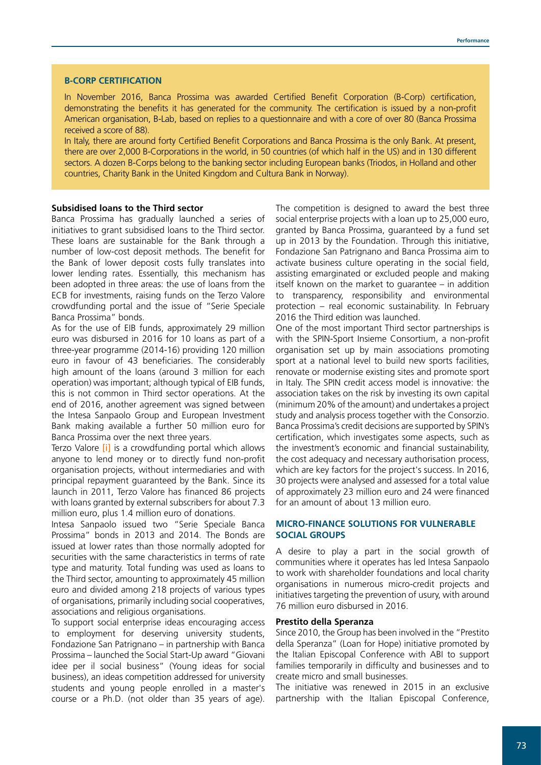## B-CORP CERTIFICATION

In November 2016, Banca Prossima was awarded Certified Benefit Corporation (B-Corp) certification, demonstrating the benefits it has generated for the community. The certification is issued by a non-profit American organisation, B-Lab, based on replies to a questionnaire and with a core of over 80 (Banca Prossima received a score of 88).

In Italy, there are around forty Certified Benefit Corporations and Banca Prossima is the only Bank. At present, there are over 2,000 B-Corporations in the world, in 50 countries (of which half in the US) and in 130 different sectors. A dozen B-Corps belong to the banking sector including European banks (Triodos, in Holland and other countries, Charity Bank in the United Kingdom and Cultura Bank in Norway).

### Subsidised loans to the Third sector

Banca Prossima has gradually launched a series of initiatives to grant subsidised loans to the Third sector. These loans are sustainable for the Bank through a number of low-cost deposit methods. The benefit for the Bank of lower deposit costs fully translates into lower lending rates. Essentially, this mechanism has been adopted in three areas: the use of loans from the ECB for investments, raising funds on the Terzo Valore crowdfunding portal and the issue of "Serie Speciale Banca Prossima" bonds.

As for the use of EIB funds, approximately 29 million euro was disbursed in 2016 for 10 loans as part of a three-year programme (2014-16) providing 120 million euro in favour of 43 beneficiaries. The considerably high amount of the loans (around 3 million for each operation) was important; although typical of EIB funds, this is not common in Third sector operations. At the end of 2016, another agreement was signed between the Intesa Sanpaolo Group and European Investment Bank making available a further 50 million euro for Banca Prossima over the next three years.

Terzo Valore [i] is a crowdfunding portal which allows anyone to lend money or to directly fund non-profit organisation projects, without intermediaries and with principal repayment guaranteed by the Bank. Since its launch in 2011, Terzo Valore has financed 86 projects with loans granted by external subscribers for about 7.3 million euro, plus 1.4 million euro of donations.

Intesa Sanpaolo issued two "Serie Speciale Banca Prossima" bonds in 2013 and 2014. The Bonds are issued at lower rates than those normally adopted for securities with the same characteristics in terms of rate type and maturity. Total funding was used as loans to the Third sector, amounting to approximately 45 million euro and divided among 218 projects of various types of organisations, primarily including social cooperatives, associations and religious organisations.

To support social enterprise ideas encouraging access to employment for deserving university students, Fondazione San Patrignano – in partnership with Banca Prossima – launched the Social Start-Up award "Giovani idee per il social business" (Young ideas for social business), an ideas competition addressed for university students and young people enrolled in a master's course or a Ph.D. (not older than 35 years of age). The competition is designed to award the best three social enterprise projects with a loan up to 25,000 euro, granted by Banca Prossima, guaranteed by a fund set up in 2013 by the Foundation. Through this initiative, Fondazione San Patrignano and Banca Prossima aim to activate business culture operating in the social field, assisting emarginated or excluded people and making itself known on the market to guarantee – in addition to transparency, responsibility and environmental protection – real economic sustainability. In February 2016 the Third edition was launched.

One of the most important Third sector partnerships is with the SPIN-Sport Insieme Consortium, a non-profit organisation set up by main associations promoting sport at a national level to build new sports facilities, renovate or modernise existing sites and promote sport in Italy. The SPIN credit access model is innovative: the association takes on the risk by investing its own capital (minimum 20% of the amount) and undertakes a project study and analysis process together with the Consorzio. Banca Prossima's credit decisions are supported by SPIN's certification, which investigates some aspects, such as the investment's economic and financial sustainability, the cost adequacy and necessary authorisation process, which are key factors for the project's success. In 2016, 30 projects were analysed and assessed for a total value of approximately 23 million euro and 24 were financed for an amount of about 13 million euro.

## MICRO-FINANCE SOLUTIONS FOR VULNERABLE SOCIAL GROUPS

A desire to play a part in the social growth of communities where it operates has led Intesa Sanpaolo to work with shareholder foundations and local charity organisations in numerous micro-credit projects and initiatives targeting the prevention of usury, with around 76 million euro disbursed in 2016.

### Prestito della Speranza

Since 2010, the Group has been involved in the "Prestito della Speranza" (Loan for Hope) initiative promoted by the Italian Episcopal Conference with ABI to support families temporarily in difficulty and businesses and to create micro and small businesses.

The initiative was renewed in 2015 in an exclusive partnership with the Italian Episcopal Conference,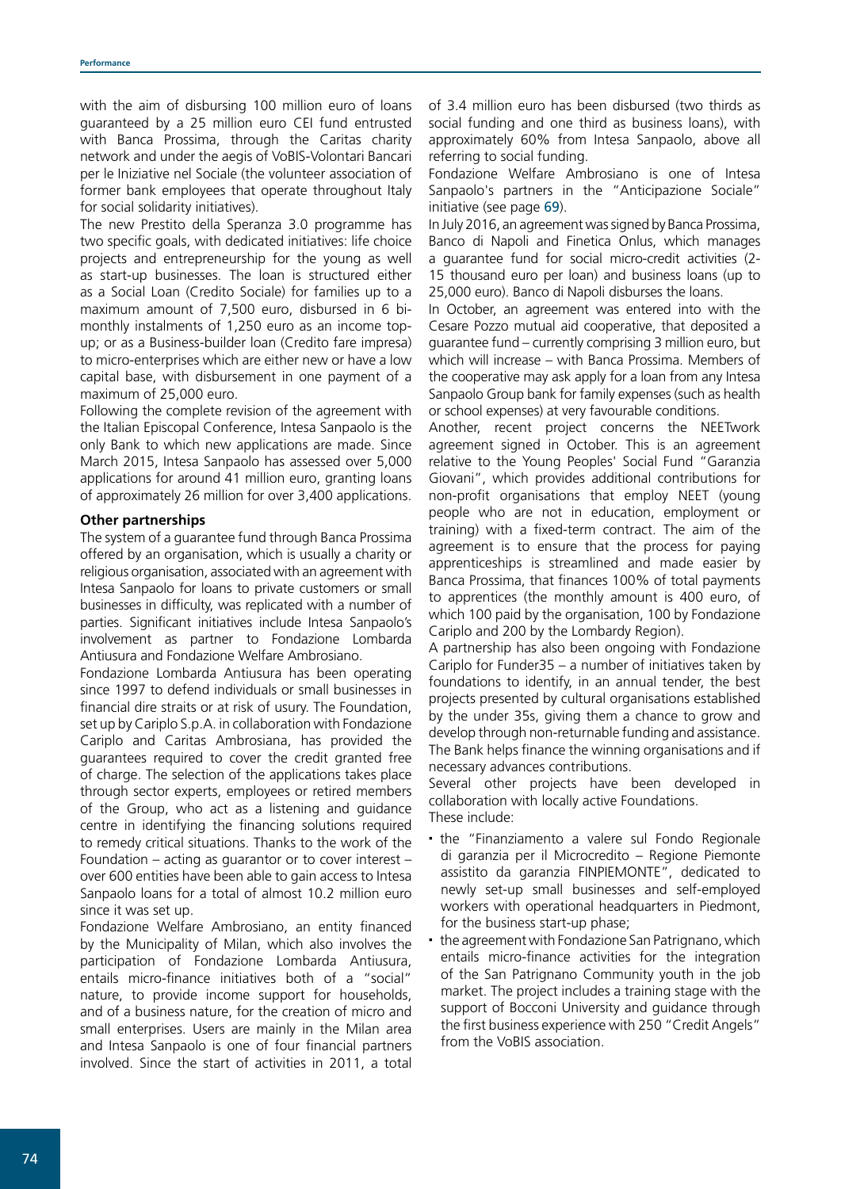with the aim of disbursing 100 million euro of loans guaranteed by a 25 million euro CEI fund entrusted with Banca Prossima, through the Caritas charity network and under the aegis of VoBIS-Volontari Bancari per le Iniziative nel Sociale (the volunteer association of former bank employees that operate throughout Italy for social solidarity initiatives).

The new Prestito della Speranza 3.0 programme has two specific goals, with dedicated initiatives: life choice projects and entrepreneurship for the young as well as start-up businesses. The loan is structured either as a Social Loan (Credito Sociale) for families up to a maximum amount of 7,500 euro, disbursed in 6 bi-monthly instalments of 1,250 euro as an income top-up; or as a Business-builder loan (Credito fare impresa) to micro-enterprises which are either new or have a low capital base, with disbursement in one payment of a maximum of 25,000 euro.

Following the complete revision of the agreement with the Italian Episcopal Conference, Intesa Sanpaolo is the only Bank to which new applications are made. Since March 2015, Intesa Sanpaolo has assessed over 5,000 applications for around 41 million euro, granting loans of approximately 26 million for over 3,400 applications.

**Other partnerships**

The system of a guarantee fund through Banca Prossima offered by an organisation, which is usually a charity or religious organisation, associated with an agreement with Intesa Sanpaolo for loans to private customers or small businesses in difficulty, was replicated with a number of parties. Significant initiatives include Intesa Sanpaolo's involvement as partner to Fondazione Lombarda Antiusura and Fondazione Welfare Ambrosiano.

Fondazione Lombarda Antiusura has been operating since 1997 to defend individuals or small businesses in financial dire straits or at risk of usury. The Foundation, set up by Cariplo S.p.A. in collaboration with Fondazione Cariplo and Caritas Ambrosiana, has provided the guarantees required to cover the credit granted free of charge. The selection of the applications takes place through sector experts, employees or retired members of the Group, who act as a listening and guidance centre in identifying the financing solutions required to remedy critical situations. Thanks to the work of the Foundation – acting as guarantor or to cover interest – over 600 entities have been able to gain access to Intesa Sanpaolo loans for a total of almost 10.2 million euro since it was set up.

Fondazione Welfare Ambrosiano, an entity financed by the Municipality of Milan, which also involves the participation of Fondazione Lombarda Antiusura, entails micro-finance initiatives both of a "social" nature, to provide income support for households, and of a business nature, for the creation of micro and small enterprises. Users are mainly in the Milan area and Intesa Sanpaolo is one of four financial partners involved. Since the start of activities in 2011, a total of 3.4 million euro has been disbursed (two thirds as social funding and one third as business loans), with approximately 60% from Intesa Sanpaolo, above all referring to social funding.

Fondazione Welfare Ambrosiano is one of Intesa Sanpaolo's partners in the "Anticipazione Sociale" initiative (see page 69).

In July 2016, an agreement was signed by Banca Prossima, Banco di Napoli and Finetica Onlus, which manages a guarantee fund for social micro-credit activities (2-15 thousand euro per loan) and business loans (up to 25,000 euro). Banco di Napoli disburses the loans.

In October, an agreement was entered into with the Cesare Pozzo mutual aid cooperative, that deposited a guarantee fund – currently comprising 3 million euro, but which will increase – with Banca Prossima. Members of the cooperative may ask apply for a loan from any Intesa Sanpaolo Group bank for family expenses (such as health or school expenses) at very favourable conditions.

Another, recent project concerns the NEETwork agreement signed in October. This is an agreement relative to the Young Peoples' Social Fund "Garanzia Giovani", which provides additional contributions for non-profit organisations that employ NEET (young people who are not in education, employment or training) with a fixed-term contract. The aim of the agreement is to ensure that the process for paying apprenticeships is streamlined and made easier by Banca Prossima, that finances 100% of total payments to apprentices (the monthly amount is 400 euro, of which 100 paid by the organisation, 100 by Fondazione Cariplo and 200 by the Lombardy Region).

A partnership has also been ongoing with Fondazione Cariplo for Funder35 – a number of initiatives taken by foundations to identify, in an annual tender, the best projects presented by cultural organisations established by the under 35s, giving them a chance to grow and develop through non-returnable funding and assistance. The Bank helps finance the winning organisations and if necessary advances contributions.

Several other projects have been developed in collaboration with locally active Foundations.

These include:

- the "Finanziamento a valere sul Fondo Regionale di garanzia per il Microcredito – Regione Piemonte assistito da garanzia FINPIEMONTE", dedicated to newly set-up small businesses and self-employed workers with operational headquarters in Piedmont, for the business start-up phase;
- the agreement with Fondazione San Patrignano, which entails micro-finance activities for the integration of the San Patrignano Community youth in the job market. The project includes a training stage with the support of Bocconi University and guidance through the first business experience with 250 "Credit Angels" from the VoBIS association.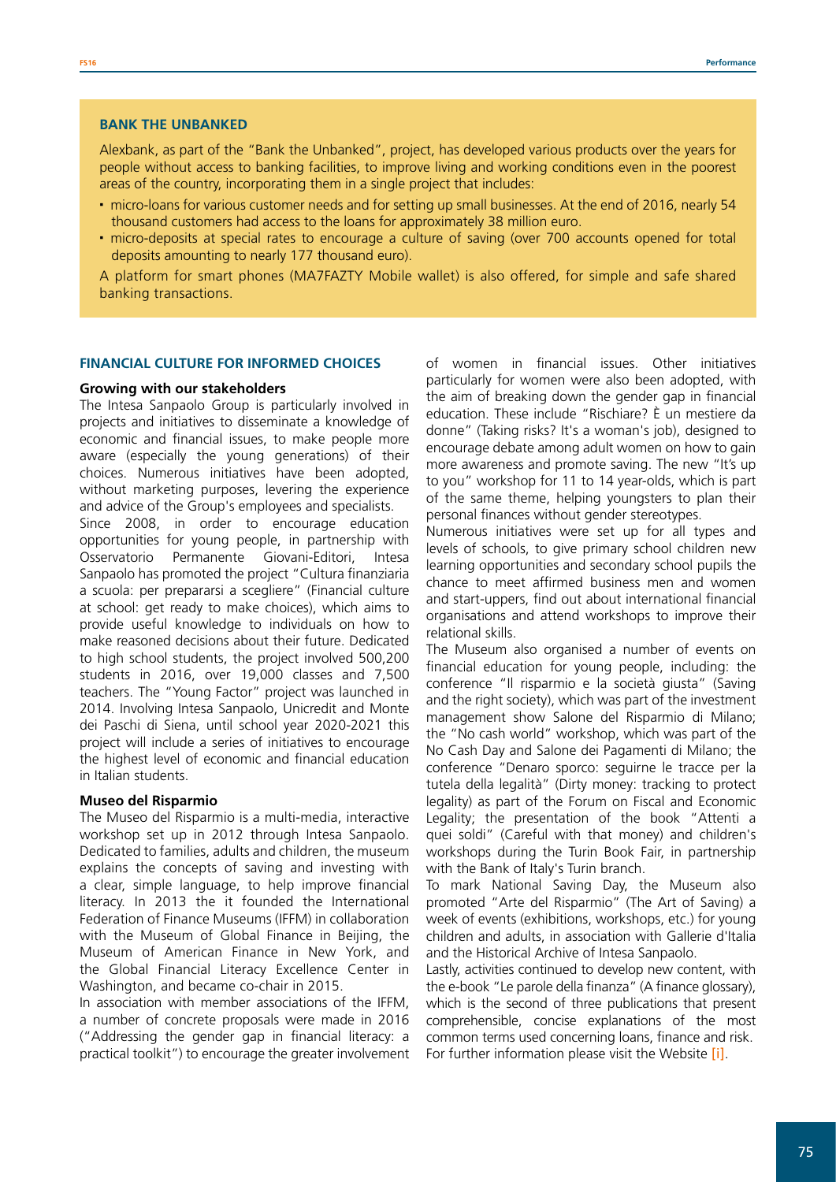## BANK THE UNBANKED

Alexbank, as part of the "Bank the Unbanked", project, has developed various products over the years for people without access to banking facilities, to improve living and working conditions even in the poorest areas of the country, incorporating them in a single project that includes:

- micro-loans for various customer needs and for setting up small businesses. At the end of 2016, nearly 54 thousand customers had access to the loans for approximately 38 million euro.
- micro-deposits at special rates to encourage a culture of saving (over 700 accounts opened for total deposits amounting to nearly 177 thousand euro).

A platform for smart phones (MA7FAZTY Mobile wallet) is also offered, for simple and safe shared banking transactions.

## FINANCIAL CULTURE FOR INFORMED CHOICES

### Growing with our stakeholders

The Intesa Sanpaolo Group is particularly involved in projects and initiatives to disseminate a knowledge of economic and financial issues, to make people more aware (especially the young generations) of their choices. Numerous initiatives have been adopted, without marketing purposes, levering the experience and advice of the Group's employees and specialists.

Since 2008, in order to encourage education opportunities for young people, in partnership with Osservatorio Permanente Giovani-Editori, Intesa Sanpaolo has promoted the project "Cultura finanziaria a scuola: per prepararsi a scegliere" (Financial culture at school: get ready to make choices), which aims to provide useful knowledge to individuals on how to make reasoned decisions about their future. Dedicated to high school students, the project involved 500,200 students in 2016, over 19,000 classes and 7,500 teachers. The "Young Factor" project was launched in 2014. Involving Intesa Sanpaolo, Unicredit and Monte dei Paschi di Siena, until school year 2020-2021 this project will include a series of initiatives to encourage the highest level of economic and financial education in Italian students.

### Museo del Risparmio

The Museo del Risparmio is a multi-media, interactive workshop set up in 2012 through Intesa Sanpaolo. Dedicated to families, adults and children, the museum explains the concepts of saving and investing with a clear, simple language, to help improve financial literacy. In 2013 the it founded the International Federation of Finance Museums (IFFM) in collaboration with the Museum of Global Finance in Beijing, the Museum of American Finance in New York, and the Global Financial Literacy Excellence Center in Washington, and became co-chair in 2015.

In association with member associations of the IFFM, a number of concrete proposals were made in 2016 ("Addressing the gender gap in financial literacy: a practical toolkit") to encourage the greater involvement of women in financial issues. Other initiatives particularly for women were also been adopted, with the aim of breaking down the gender gap in financial education. These include "Rischiare? È un mestiere da donne" (Taking risks? It's a woman's job), designed to encourage debate among adult women on how to gain more awareness and promote saving. The new "It's up to you" workshop for 11 to 14 year-olds, which is part of the same theme, helping youngsters to plan their personal finances without gender stereotypes.

Numerous initiatives were set up for all types and levels of schools, to give primary school children new learning opportunities and secondary school pupils the chance to meet affirmed business men and women and start-uppers, find out about international financial organisations and attend workshops to improve their relational skills.

The Museum also organised a number of events on financial education for young people, including: the conference "Il risparmio e la società giusta" (Saving and the right society), which was part of the investment management show Salone del Risparmio di Milano; the "No cash world" workshop, which was part of the No Cash Day and Salone dei Pagamenti di Milano; the conference "Denaro sporco: seguirne le tracce per la tutela della legalità" (Dirty money: tracking to protect legality) as part of the Forum on Fiscal and Economic Legality; the presentation of the book "Attenti a quei soldi" (Careful with that money) and children's workshops during the Turin Book Fair, in partnership with the Bank of Italy's Turin branch.

To mark National Saving Day, the Museum also promoted "Arte del Risparmio" (The Art of Saving) a week of events (exhibitions, workshops, etc.) for young children and adults, in association with Gallerie d'Italia and the Historical Archive of Intesa Sanpaolo.

Lastly, activities continued to develop new content, with the e-book "Le parole della finanza" (A finance glossary), which is the second of three publications that present comprehensible, concise explanations of the most common terms used concerning loans, finance and risk. For further information please visit the Website [i].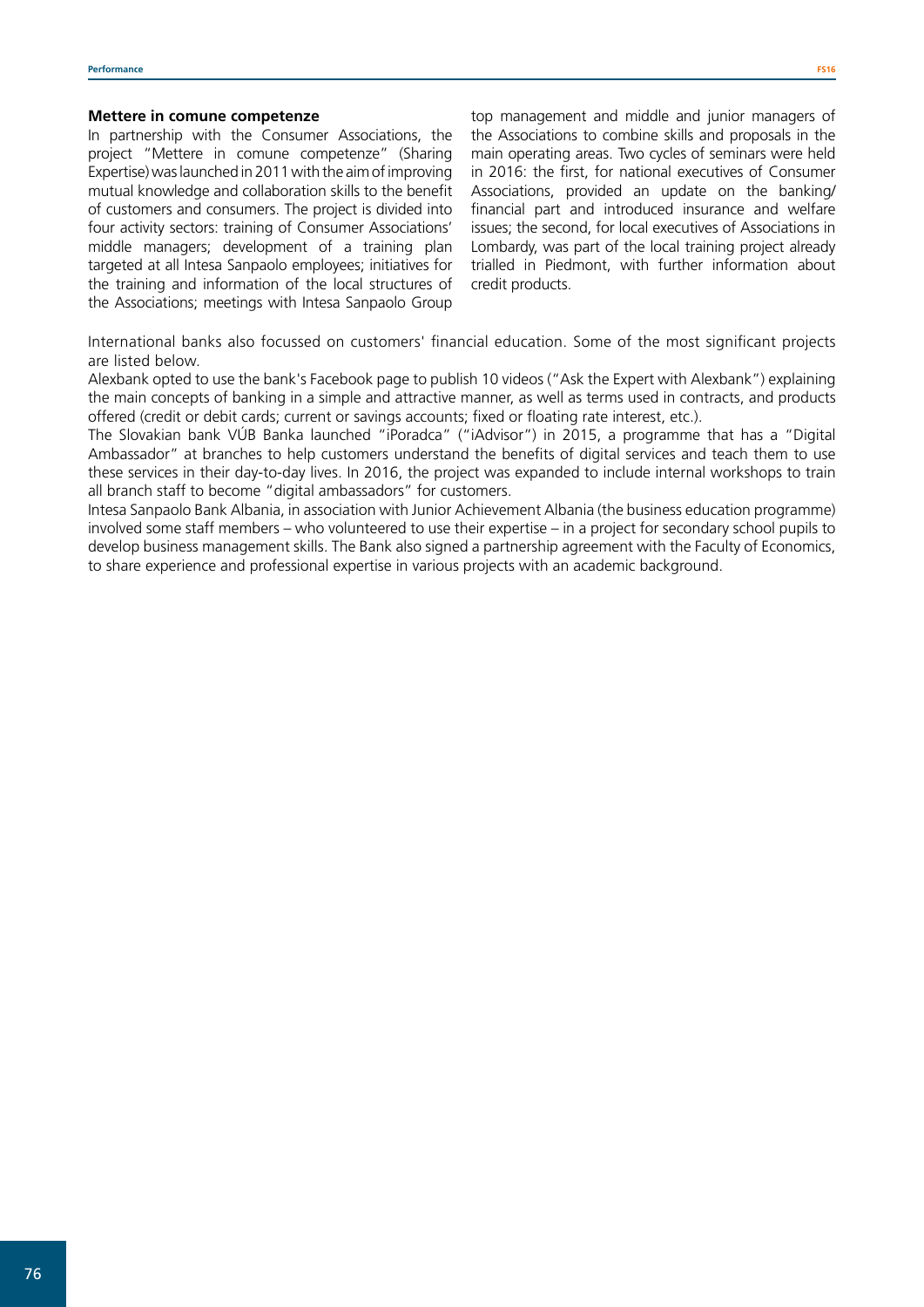### Mettere in comune competenze

In partnership with the Consumer Associations, the project "Mettere in comune competenze" (Sharing Expertise) was launched in 2011 with the aim of improving mutual knowledge and collaboration skills to the benefit of customers and consumers. The project is divided into four activity sectors: training of Consumer Associations' middle managers; development of a training plan targeted at all Intesa Sanpaolo employees; initiatives for the training and information of the local structures of the Associations; meetings with Intesa Sanpaolo Group top management and middle and junior managers of the Associations to combine skills and proposals in the main operating areas. Two cycles of seminars were held in 2016: the first, for national executives of Consumer Associations, provided an update on the banking/ financial part and introduced insurance and welfare issues; the second, for local executives of Associations in Lombardy, was part of the local training project already trialled in Piedmont, with further information about credit products.

International banks also focussed on customers' financial education. Some of the most significant projects are listed below.

Alexbank opted to use the bank's Facebook page to publish 10 videos ("Ask the Expert with Alexbank") explaining the main concepts of banking in a simple and attractive manner, as well as terms used in contracts, and products offered (credit or debit cards; current or savings accounts; fixed or floating rate interest, etc.).

The Slovakian bank VÚB Banka launched "iPoradca" ("iAdvisor") in 2015, a programme that has a "Digital Ambassador" at branches to help customers understand the benefits of digital services and teach them to use these services in their day-to-day lives. In 2016, the project was expanded to include internal workshops to train all branch staff to become "digital ambassadors" for customers.

Intesa Sanpaolo Bank Albania, in association with Junior Achievement Albania (the business education programme) involved some staff members – who volunteered to use their expertise – in a project for secondary school pupils to develop business management skills. The Bank also signed a partnership agreement with the Faculty of Economics, to share experience and professional expertise in various projects with an academic background.